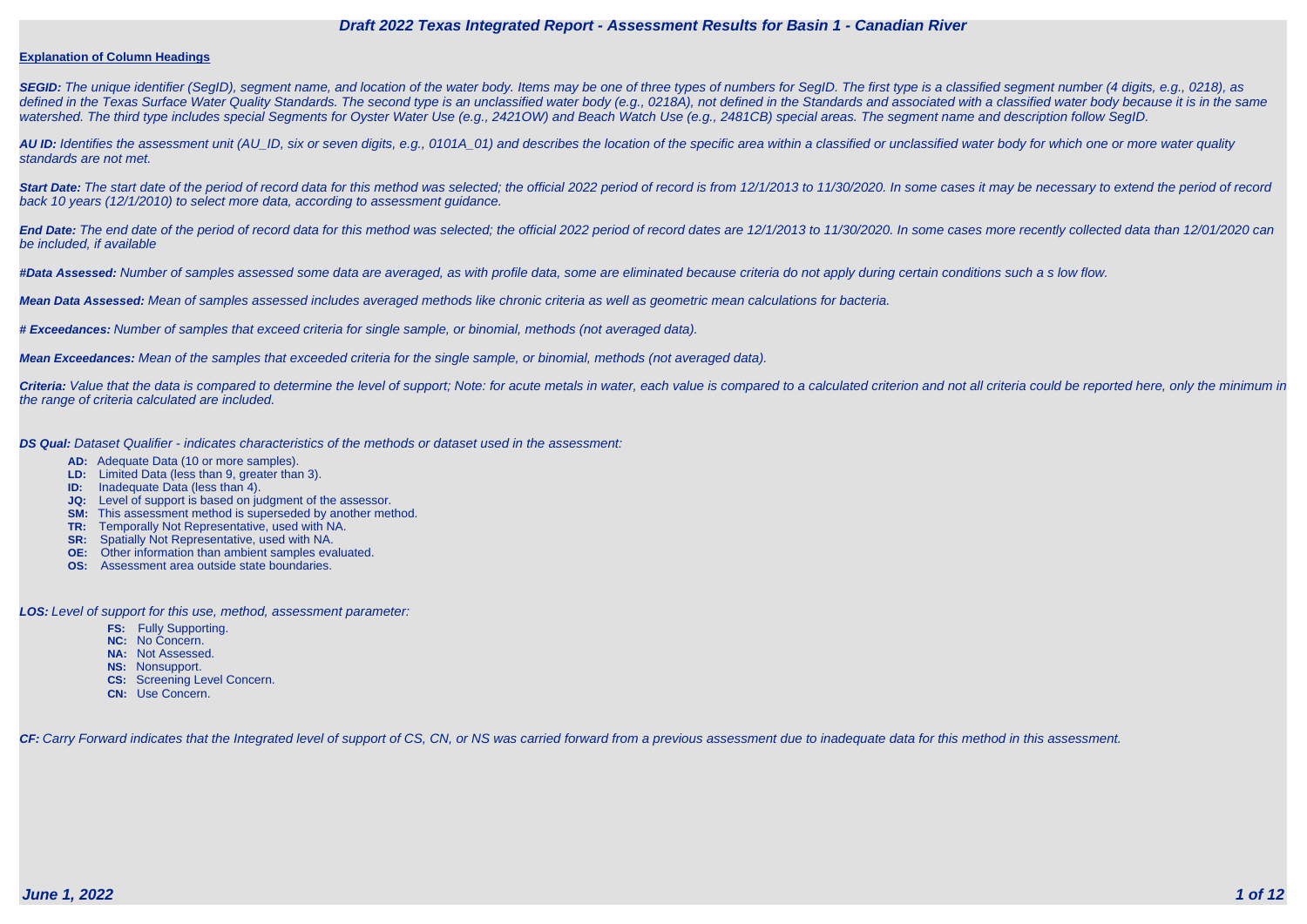# Draft 2022 Texas Integrated Report - Assessment Results for Basin 1 - Canadian River

**Explanation of Column Headings**

***SEGID:*** *The unique identifier (SegID), segment name, and location of the water body. Items may be one of three types of numbers for SegID. The first type is a classified segment number (4 digits, e.g., 0218), as defined in the Texas Surface Water Quality Standards. The second type is an unclassified water body (e.g., 0218A), not defined in the Standards and associated with a classified water body because it is in the same watershed. The third type includes special Segments for Oyster Water Use (e.g., 2421OW) and Beach Watch Use (e.g., 2481CB) special areas. The segment name and description follow SegID.*

***AU ID:*** *Identifies the assessment unit (AU_ID, six or seven digits, e.g., 0101A_01) and describes the location of the specific area within a classified or unclassified water body for which one or more water quality standards are not met.*

***Start Date:*** *The start date of the period of record data for this method was selected; the official 2022 period of record is from 12/1/2013 to 11/30/2020. In some cases it may be necessary to extend the period of record back 10 years (12/1/2010) to select more data, according to assessment guidance.*

***End Date:*** *The end date of the period of record data for this method was selected; the official 2022 period of record dates are 12/1/2013 to 11/30/2020. In some cases more recently collected data than 12/01/2020 can be included, if available*

***#Data Assessed:*** *Number of samples assessed some data are averaged, as with profile data, some are eliminated because criteria do not apply during certain conditions such a s low flow.*

***Mean Data Assessed:*** *Mean of samples assessed includes averaged methods like chronic criteria as well as geometric mean calculations for bacteria.*

***# Exceedances:*** *Number of samples that exceed criteria for single sample, or binomial, methods (not averaged data).*

***Mean Exceedances:*** *Mean of the samples that exceeded criteria for the single sample, or binomial, methods (not averaged data).*

***Criteria:*** *Value that the data is compared to determine the level of support; Note: for acute metals in water, each value is compared to a calculated criterion and not all criteria could be reported here, only the minimum in the range of criteria calculated are included.*

***DS Qual:*** *Dataset Qualifier - indicates characteristics of the methods or dataset used in the assessment:*

- **AD:** Adequate Data (10 or more samples).
- **LD:** Limited Data (less than 9, greater than 3).
- **ID:** Inadequate Data (less than 4).
- **JQ:** Level of support is based on judgment of the assessor.
- **SM:** This assessment method is superseded by another method.
- **TR:** Temporally Not Representative, used with NA.
- **SR:** Spatially Not Representative, used with NA.
- **OE:** Other information than ambient samples evaluated.
- **OS:** Assessment area outside state boundaries.

***LOS:*** *Level of support for this use, method, assessment parameter:*

- **FS:** Fully Supporting.
- **NC:** No Concern.
- **NA:** Not Assessed.
- **NS:** Nonsupport.
- **CS:** Screening Level Concern.
- **CN:** Use Concern.

***CF:*** *Carry Forward indicates that the Integrated level of support of CS, CN, or NS was carried forward from a previous assessment due to inadequate data for this method in this assessment.*

***June 1, 2022***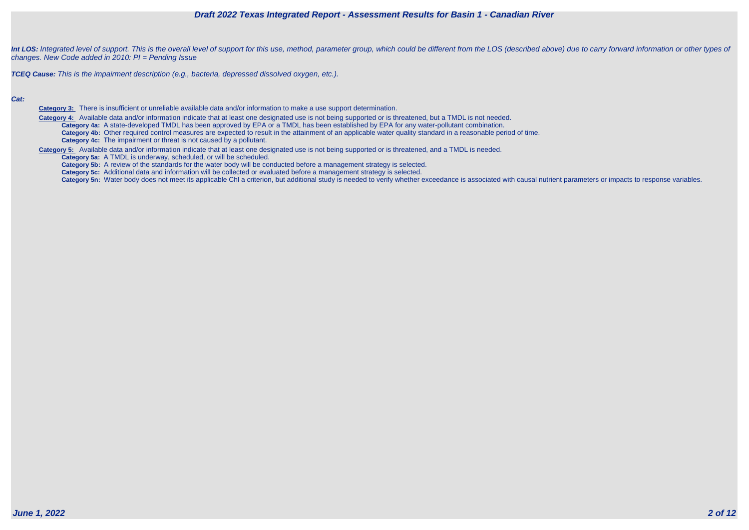***Int LOS:*** *Integrated level of support. This is the overall level of support for this use, method, parameter group, which could be different from the LOS (described above) due to carry forward information or other types of changes. New Code added in 2010: PI = Pending Issue*

***TCEQ Cause:*** *This is the impairment description (e.g., bacteria, depressed dissolved oxygen, etc.).*

***Cat:***

- **Category 3:** There is insufficient or unreliable available data and/or information to make a use support determination.
- **Category 4:** Available data and/or information indicate that at least one designated use is not being supported or is threatened, but a TMDL is not needed.
  - **Category 4a:** A state-developed TMDL has been approved by EPA or a TMDL has been established by EPA for any water-pollutant combination.
  - **Category 4b:** Other required control measures are expected to result in the attainment of an applicable water quality standard in a reasonable period of time.
  - **Category 4c:** The impairment or threat is not caused by a pollutant.
- **Category 5:** Available data and/or information indicate that at least one designated use is not being supported or is threatened, and a TMDL is needed.
  - **Category 5a:** A TMDL is underway, scheduled, or will be scheduled.
  - **Category 5b:** A review of the standards for the water body will be conducted before a management strategy is selected.
  - **Category 5c:** Additional data and information will be collected or evaluated before a management strategy is selected.
  - **Category 5n:** Water body does not meet its applicable Chl a criterion, but additional study is needed to verify whether exceedance is associated with causal nutrient parameters or impacts to response variables.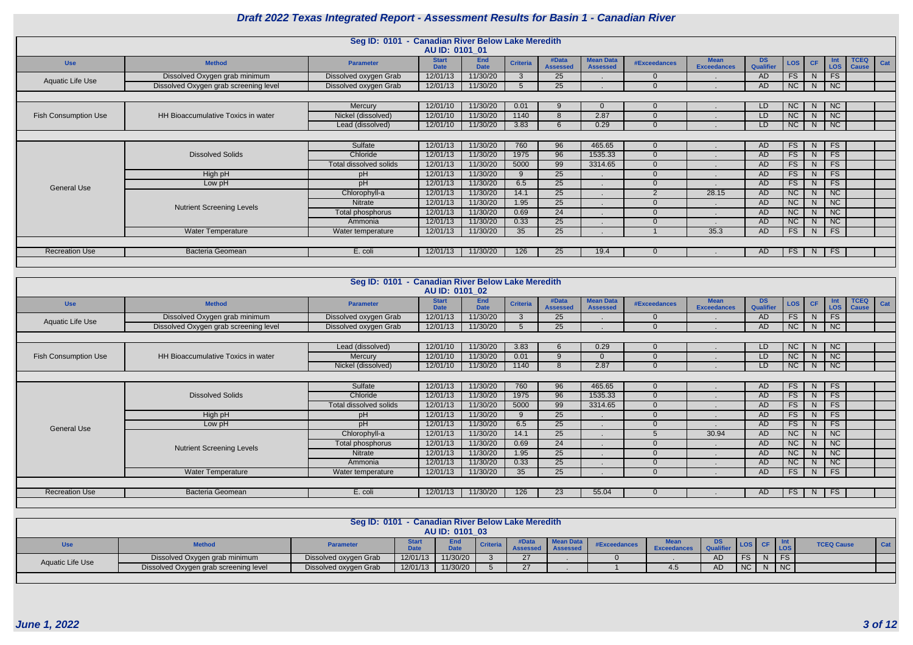# Draft 2022 Texas Integrated Report - Assessment Results for Basin 1 - Canadian River

## Seg ID: 0101 - Canadian River Below Lake Meredith
### AU ID: 0101_01

| Use | Method | Parameter | Start Date | End Date | Criteria | #Data Assessed | Mean Data Assessed | #Exceedances | Mean Exceedances | DS Qualifier | LOS | CF | Int LOS | TCEQ Cause | Cat |
|---|---|---|---|---|---|---|---|---|---|---|---|---|---|---|---|
| Aquatic Life Use | Dissolved Oxygen grab minimum | Dissolved oxygen Grab | 12/01/13 | 11/30/20 | 3 | 25 | . | 0 | . | AD | FS | N | FS | | |
| | Dissolved Oxygen grab screening level | Dissolved oxygen Grab | 12/01/13 | 11/30/20 | 5 | 25 | . | 0 | . | AD | NC | N | NC | | |
| Fish Consumption Use | HH Bioaccumulative Toxics in water | Mercury | 12/01/10 | 11/30/20 | 0.01 | 9 | 0 | 0 | . | LD | NC | N | NC | | |
| | | Nickel (dissolved) | 12/01/10 | 11/30/20 | 1140 | 8 | 2.87 | 0 | . | LD | NC | N | NC | | |
| | | Lead (dissolved) | 12/01/10 | 11/30/20 | 3.83 | 6 | 0.29 | 0 | . | LD | NC | N | NC | | |
| General Use | Dissolved Solids | Sulfate | 12/01/13 | 11/30/20 | 760 | 96 | 465.65 | 0 | . | AD | FS | N | FS | | |
| | | Chloride | 12/01/13 | 11/30/20 | 1975 | 96 | 1535.33 | 0 | . | AD | FS | N | FS | | |
| | | Total dissolved solids | 12/01/13 | 11/30/20 | 5000 | 99 | 3314.65 | 0 | . | AD | FS | N | FS | | |
| | High pH | pH | 12/01/13 | 11/30/20 | 9 | 25 | . | 0 | . | AD | FS | N | FS | | |
| | Low pH | pH | 12/01/13 | 11/30/20 | 6.5 | 25 | . | 0 | . | AD | FS | N | FS | | |
| | Nutrient Screening Levels | Chlorophyll-a | 12/01/13 | 11/30/20 | 14.1 | 25 | . | 2 | 28.15 | AD | NC | N | NC | | |
| | | Nitrate | 12/01/13 | 11/30/20 | 1.95 | 25 | . | 0 | . | AD | NC | N | NC | | |
| | | Total phosphorus | 12/01/13 | 11/30/20 | 0.69 | 24 | . | 0 | . | AD | NC | N | NC | | |
| | | Ammonia | 12/01/13 | 11/30/20 | 0.33 | 25 | . | 0 | . | AD | NC | N | NC | | |
| | Water Temperature | Water temperature | 12/01/13 | 11/30/20 | 35 | 25 | . | 1 | 35.3 | AD | FS | N | FS | | |
| Recreation Use | Bacteria Geomean | E. coli | 12/01/13 | 11/30/20 | 126 | 25 | 19.4 | 0 | . | AD | FS | N | FS | | |

## Seg ID: 0101 - Canadian River Below Lake Meredith
### AU ID: 0101_02

| Use | Method | Parameter | Start Date | End Date | Criteria | #Data Assessed | Mean Data Assessed | #Exceedances | Mean Exceedances | DS Qualifier | LOS | CF | Int LOS | TCEQ Cause | Cat |
|---|---|---|---|---|---|---|---|---|---|---|---|---|---|---|---|
| Aquatic Life Use | Dissolved Oxygen grab minimum | Dissolved oxygen Grab | 12/01/13 | 11/30/20 | 3 | 25 | . | 0 | . | AD | FS | N | FS | | |
| | Dissolved Oxygen grab screening level | Dissolved oxygen Grab | 12/01/13 | 11/30/20 | 5 | 25 | . | 0 | . | AD | NC | N | NC | | |
| Fish Consumption Use | HH Bioaccumulative Toxics in water | Lead (dissolved) | 12/01/10 | 11/30/20 | 3.83 | 6 | 0.29 | 0 | . | LD | NC | N | NC | | |
| | | Mercury | 12/01/10 | 11/30/20 | 0.01 | 9 | 0 | 0 | . | LD | NC | N | NC | | |
| | | Nickel (dissolved) | 12/01/10 | 11/30/20 | 1140 | 8 | 2.87 | 0 | . | LD | NC | N | NC | | |
| General Use | Dissolved Solids | Sulfate | 12/01/13 | 11/30/20 | 760 | 96 | 465.65 | 0 | . | AD | FS | N | FS | | |
| | | Chloride | 12/01/13 | 11/30/20 | 1975 | 96 | 1535.33 | 0 | . | AD | FS | N | FS | | |
| | | Total dissolved solids | 12/01/13 | 11/30/20 | 5000 | 99 | 3314.65 | 0 | . | AD | FS | N | FS | | |
| | High pH | pH | 12/01/13 | 11/30/20 | 9 | 25 | . | 0 | . | AD | FS | N | FS | | |
| | Low pH | pH | 12/01/13 | 11/30/20 | 6.5 | 25 | . | 0 | . | AD | FS | N | FS | | |
| | Nutrient Screening Levels | Chlorophyll-a | 12/01/13 | 11/30/20 | 14.1 | 25 | . | 5 | 30.94 | AD | NC | N | NC | | |
| | | Total phosphorus | 12/01/13 | 11/30/20 | 0.69 | 24 | . | 0 | . | AD | NC | N | NC | | |
| | | Nitrate | 12/01/13 | 11/30/20 | 1.95 | 25 | . | 0 | . | AD | NC | N | NC | | |
| | | Ammonia | 12/01/13 | 11/30/20 | 0.33 | 25 | . | 0 | . | AD | NC | N | NC | | |
| | Water Temperature | Water temperature | 12/01/13 | 11/30/20 | 35 | 25 | . | 0 | . | AD | FS | N | FS | | |
| Recreation Use | Bacteria Geomean | E. coli | 12/01/13 | 11/30/20 | 126 | 23 | 55.04 | 0 | . | AD | FS | N | FS | | |

## Seg ID: 0101 - Canadian River Below Lake Meredith
### AU ID: 0101_03

| Use | Method | Parameter | Start Date | End Date | Criteria | #Data Assessed | Mean Data Assessed | #Exceedances | Mean Exceedances | DS Qualifier | LOS | CF | Int LOS | TCEQ Cause | Cat |
|---|---|---|---|---|---|---|---|---|---|---|---|---|---|---|---|
| Aquatic Life Use | Dissolved Oxygen grab minimum | Dissolved oxygen Grab | 12/01/13 | 11/30/20 | 3 | 27 | . | 0 | . | AD | FS | N | FS | | |
| | Dissolved Oxygen grab screening level | Dissolved oxygen Grab | 12/01/13 | 11/30/20 | 5 | 27 | . | 1 | 4.5 | AD | NC | N | NC | | |

*June 1, 2022*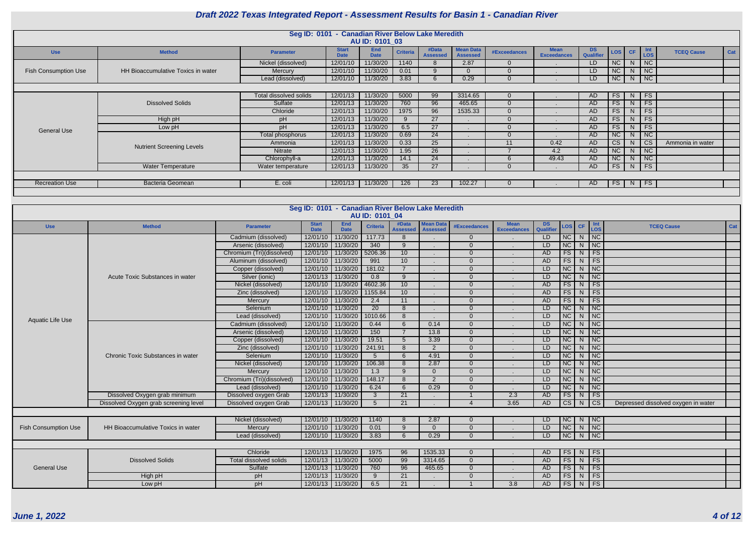# Draft 2022 Texas Integrated Report - Assessment Results for Basin 1 - Canadian River

## Seg ID: 0101 - Canadian River Below Lake Meredith

### AU ID: 0101_03

| Use | Method | Parameter | Start Date | End Date | Criteria | #Data Assessed | Mean Data Assessed | #Exceedances | Mean Exceedances | DS Qualifier | LOS | CF | Int LOS | TCEQ Cause | Cat |
|---|---|---|---|---|---|---|---|---|---|---|---|---|---|---|---|
| Fish Consumption Use | HH Bioaccumulative Toxics in water | Nickel (dissolved) | 12/01/10 | 11/30/20 | 1140 | 8 | 2.87 | 0 | . | LD | NC | N | NC | | |
| | | Mercury | 12/01/10 | 11/30/20 | 0.01 | 9 | 0 | 0 | . | LD | NC | N | NC | | |
| | | Lead (dissolved) | 12/01/10 | 11/30/20 | 3.83 | 6 | 0.29 | 0 | . | LD | NC | N | NC | | |
| General Use | Dissolved Solids | Total dissolved solids | 12/01/13 | 11/30/20 | 5000 | 99 | 3314.65 | 0 | . | AD | FS | N | FS | | |
| | | Sulfate | 12/01/13 | 11/30/20 | 760 | 96 | 465.65 | 0 | . | AD | FS | N | FS | | |
| | | Chloride | 12/01/13 | 11/30/20 | 1975 | 96 | 1535.33 | 0 | . | AD | FS | N | FS | | |
| | High pH | pH | 12/01/13 | 11/30/20 | 9 | 27 | . | 0 | . | AD | FS | N | FS | | |
| | Low pH | pH | 12/01/13 | 11/30/20 | 6.5 | 27 | . | 0 | . | AD | FS | N | FS | | |
| | Nutrient Screening Levels | Total phosphorus | 12/01/13 | 11/30/20 | 0.69 | 24 | . | 0 | . | AD | NC | N | NC | | |
| | | Ammonia | 12/01/13 | 11/30/20 | 0.33 | 25 | . | 11 | 0.42 | AD | CS | N | CS | Ammonia in water | |
| | | Nitrate | 12/01/13 | 11/30/20 | 1.95 | 26 | . | 7 | 4.2 | AD | NC | N | NC | | |
| | | Chlorophyll-a | 12/01/13 | 11/30/20 | 14.1 | 24 | . | 6 | 49.43 | AD | NC | N | NC | | |
| | Water Temperature | Water temperature | 12/01/13 | 11/30/20 | 35 | 27 | . | 0 | . | AD | FS | N | FS | | |
| Recreation Use | Bacteria Geomean | E. coli | 12/01/13 | 11/30/20 | 126 | 23 | 102.27 | 0 | . | AD | FS | N | FS | | |

## Seg ID: 0101 - Canadian River Below Lake Meredith

### AU ID: 0101_04

| Use | Method | Parameter | Start Date | End Date | Criteria | #Data Assessed | Mean Data Assessed | #Exceedances | Mean Exceedances | DS Qualifier | LOS | CF | Int LOS | TCEQ Cause | Cat |
|---|---|---|---|---|---|---|---|---|---|---|---|---|---|---|---|
| Aquatic Life Use | Acute Toxic Substances in water | Cadmium (dissolved) | 12/01/10 | 11/30/20 | 117.73 | 8 | . | 0 | . | LD | NC | N | NC | | |
| | | Arsenic (dissolved) | 12/01/10 | 11/30/20 | 340 | 9 | . | 0 | . | LD | NC | N | NC | | |
| | | Chromium (Tri)(dissolved) | 12/01/10 | 11/30/20 | 5206.36 | 10 | . | 0 | . | AD | FS | N | FS | | |
| | | Aluminum (dissolved) | 12/01/10 | 11/30/20 | 991 | 10 | . | 0 | . | AD | FS | N | FS | | |
| | | Copper (dissolved) | 12/01/10 | 11/30/20 | 181.02 | 7 | . | 0 | . | LD | NC | N | NC | | |
| | | Silver (ionic) | 12/01/13 | 11/30/20 | 0.8 | 9 | . | 0 | . | LD | NC | N | NC | | |
| | | Nickel (dissolved) | 12/01/10 | 11/30/20 | 4602.36 | 10 | . | 0 | . | AD | FS | N | FS | | |
| | | Zinc (dissolved) | 12/01/10 | 11/30/20 | 1155.84 | 10 | . | 0 | . | AD | FS | N | FS | | |
| | | Mercury | 12/01/10 | 11/30/20 | 2.4 | 11 | . | 0 | . | AD | FS | N | FS | | |
| | | Selenium | 12/01/10 | 11/30/20 | 20 | 8 | . | 0 | . | LD | NC | N | NC | | |
| | | Lead (dissolved) | 12/01/10 | 11/30/20 | 1010.66 | 8 | . | 0 | . | LD | NC | N | NC | | |
| | Chronic Toxic Substances in water | Cadmium (dissolved) | 12/01/10 | 11/30/20 | 0.44 | 6 | 0.14 | 0 | . | LD | NC | N | NC | | |
| | | Arsenic (dissolved) | 12/01/10 | 11/30/20 | 150 | 7 | 13.8 | 0 | . | LD | NC | N | NC | | |
| | | Copper (dissolved) | 12/01/10 | 11/30/20 | 19.51 | 5 | 3.39 | 0 | . | LD | NC | N | NC | | |
| | | Zinc (dissolved) | 12/01/10 | 11/30/20 | 241.91 | 8 | 2 | 0 | . | LD | NC | N | NC | | |
| | | Selenium | 12/01/10 | 11/30/20 | 5 | 6 | 4.91 | 0 | . | LD | NC | N | NC | | |
| | | Nickel (dissolved) | 12/01/10 | 11/30/20 | 106.38 | 8 | 2.87 | 0 | . | LD | NC | N | NC | | |
| | | Mercury | 12/01/10 | 11/30/20 | 1.3 | 9 | 0 | 0 | . | LD | NC | N | NC | | |
| | | Chromium (Tri)(dissolved) | 12/01/10 | 11/30/20 | 148.17 | 8 | 2 | 0 | . | LD | NC | N | NC | | |
| | | Lead (dissolved) | 12/01/10 | 11/30/20 | 6.24 | 6 | 0.29 | 0 | . | LD | NC | N | NC | | |
| | Dissolved Oxygen grab minimum | Dissolved oxygen Grab | 12/01/13 | 11/30/20 | 3 | 21 | . | 1 | 2.3 | AD | FS | N | FS | | |
| | Dissolved Oxygen grab screening level | Dissolved oxygen Grab | 12/01/13 | 11/30/20 | 5 | 21 | . | 4 | 3.65 | AD | CS | N | CS | Depressed dissolved oxygen in water | |
| Fish Consumption Use | HH Bioaccumulative Toxics in water | Nickel (dissolved) | 12/01/10 | 11/30/20 | 1140 | 8 | 2.87 | 0 | . | LD | NC | N | NC | | |
| | | Mercury | 12/01/10 | 11/30/20 | 0.01 | 9 | 0 | 0 | . | LD | NC | N | NC | | |
| | | Lead (dissolved) | 12/01/10 | 11/30/20 | 3.83 | 6 | 0.29 | 0 | . | LD | NC | N | NC | | |
| General Use | Dissolved Solids | Chloride | 12/01/13 | 11/30/20 | 1975 | 96 | 1535.33 | 0 | . | AD | FS | N | FS | | |
| | | Total dissolved solids | 12/01/13 | 11/30/20 | 5000 | 99 | 3314.65 | 0 | . | AD | FS | N | FS | | |
| | | Sulfate | 12/01/13 | 11/30/20 | 760 | 96 | 465.65 | 0 | . | AD | FS | N | FS | | |
| | High pH | pH | 12/01/13 | 11/30/20 | 9 | 21 | . | 0 | . | AD | FS | N | FS | | |
| | Low pH | pH | 12/01/13 | 11/30/20 | 6.5 | 21 | . | 1 | 3.8 | AD | FS | N | FS | | |

*June 1, 2022*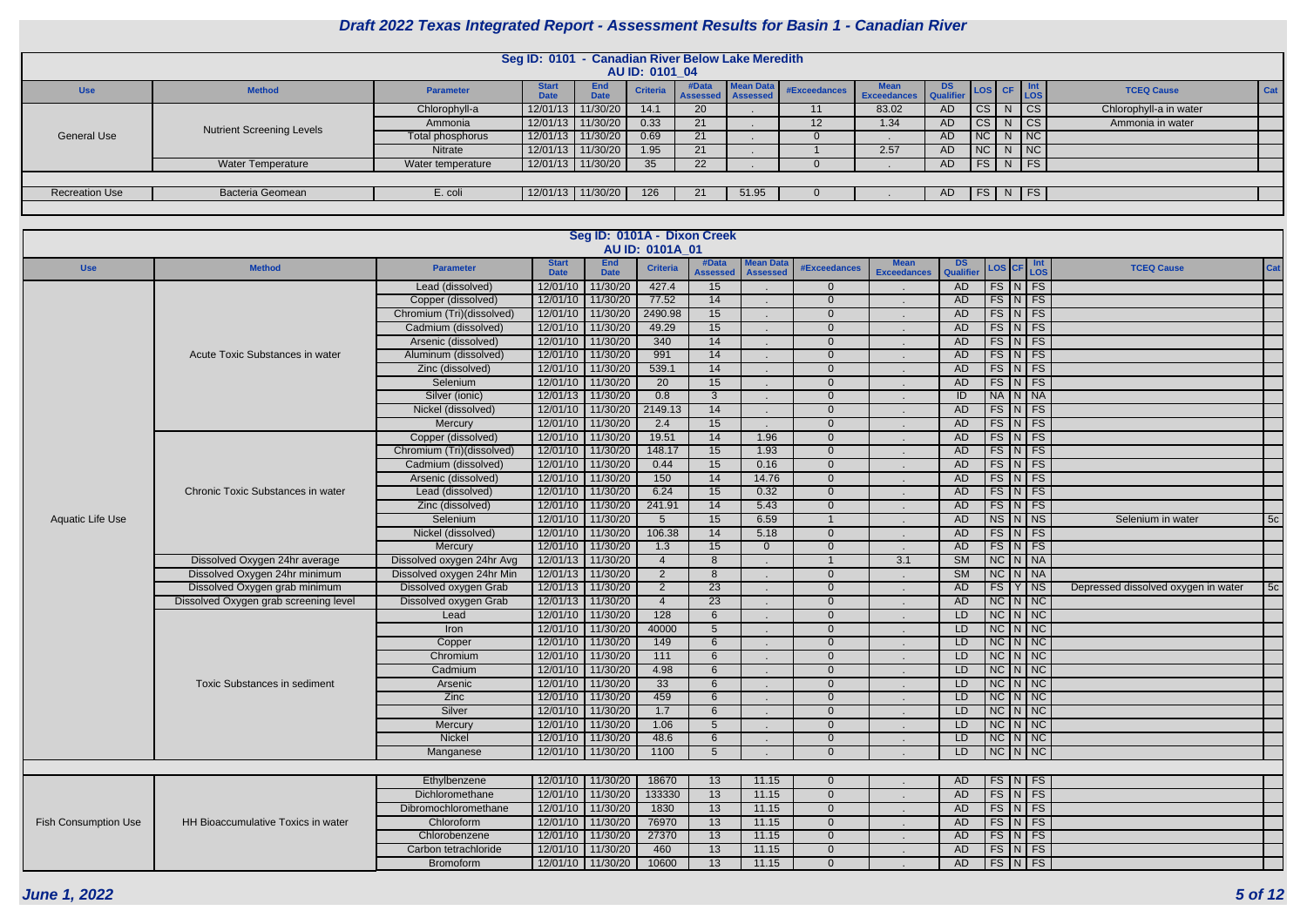# Draft 2022 Texas Integrated Report - Assessment Results for Basin 1 - Canadian River

## Seg ID: 0101 - Canadian River Below Lake Meredith
### AU ID: 0101_04

| Use | Method | Parameter | Start Date | End Date | Criteria | #Data Assessed | Mean Data Assessed | #Exceedances | Mean Exceedances | DS Qualifier | LOS | CF | Int LOS | TCEQ Cause | Cat |
|---|---|---|---|---|---|---|---|---|---|---|---|---|---|---|---|
| General Use | Nutrient Screening Levels | Chlorophyll-a | 12/01/13 | 11/30/20 | 14.1 | 20 | . | 11 | 83.02 | AD | CS | N | CS | Chlorophyll-a in water | |
| | | Ammonia | 12/01/13 | 11/30/20 | 0.33 | 21 | . | 12 | 1.34 | AD | CS | N | CS | Ammonia in water | |
| | | Total phosphorus | 12/01/13 | 11/30/20 | 0.69 | 21 | . | 0 | . | AD | NC | N | NC | | |
| | | Nitrate | 12/01/13 | 11/30/20 | 1.95 | 21 | . | 1 | 2.57 | AD | NC | N | NC | | |
| | Water Temperature | Water temperature | 12/01/13 | 11/30/20 | 35 | 22 | . | 0 | . | AD | FS | N | FS | | |
| Recreation Use | Bacteria Geomean | E. coli | 12/01/13 | 11/30/20 | 126 | 21 | 51.95 | 0 | . | AD | FS | N | FS | | |

## Seg ID: 0101A - Dixon Creek
### AU ID: 0101A_01

| Use | Method | Parameter | Start Date | End Date | Criteria | #Data Assessed | Mean Data Assessed | #Exceedances | Mean Exceedances | DS Qualifier | LOS | CF | Int LOS | TCEQ Cause | Cat |
|---|---|---|---|---|---|---|---|---|---|---|---|---|---|---|---|
| Aquatic Life Use | Acute Toxic Substances in water | Lead (dissolved) | 12/01/10 | 11/30/20 | 427.4 | 15 | . | 0 | . | AD | FS | N | FS | | |
| | | Copper (dissolved) | 12/01/10 | 11/30/20 | 77.52 | 14 | . | 0 | . | AD | FS | N | FS | | |
| | | Chromium (Tri)(dissolved) | 12/01/10 | 11/30/20 | 2490.98 | 15 | . | 0 | . | AD | FS | N | FS | | |
| | | Cadmium (dissolved) | 12/01/10 | 11/30/20 | 49.29 | 15 | . | 0 | . | AD | FS | N | FS | | |
| | | Arsenic (dissolved) | 12/01/10 | 11/30/20 | 340 | 14 | . | 0 | . | AD | FS | N | FS | | |
| | | Aluminum (dissolved) | 12/01/10 | 11/30/20 | 991 | 14 | . | 0 | . | AD | FS | N | FS | | |
| | | Zinc (dissolved) | 12/01/10 | 11/30/20 | 539.1 | 14 | . | 0 | . | AD | FS | N | FS | | |
| | | Selenium | 12/01/10 | 11/30/20 | 20 | 15 | . | 0 | . | AD | FS | N | FS | | |
| | | Silver (ionic) | 12/01/13 | 11/30/20 | 0.8 | 3 | . | 0 | . | ID | NA | N | NA | | |
| | | Nickel (dissolved) | 12/01/10 | 11/30/20 | 2149.13 | 14 | . | 0 | . | AD | FS | N | FS | | |
| | | Mercury | 12/01/10 | 11/30/20 | 2.4 | 15 | . | 0 | . | AD | FS | N | FS | | |
| | Chronic Toxic Substances in water | Copper (dissolved) | 12/01/10 | 11/30/20 | 19.51 | 14 | 1.96 | 0 | . | AD | FS | N | FS | | |
| | | Chromium (Tri)(dissolved) | 12/01/10 | 11/30/20 | 148.17 | 15 | 1.93 | 0 | . | AD | FS | N | FS | | |
| | | Cadmium (dissolved) | 12/01/10 | 11/30/20 | 0.44 | 15 | 0.16 | 0 | . | AD | FS | N | FS | | |
| | | Arsenic (dissolved) | 12/01/10 | 11/30/20 | 150 | 14 | 14.76 | 0 | . | AD | FS | N | FS | | |
| | | Lead (dissolved) | 12/01/10 | 11/30/20 | 6.24 | 15 | 0.32 | 0 | . | AD | FS | N | FS | | |
| | | Zinc (dissolved) | 12/01/10 | 11/30/20 | 241.91 | 14 | 5.43 | 0 | . | AD | FS | N | FS | | |
| | | Selenium | 12/01/10 | 11/30/20 | 5 | 15 | 6.59 | 1 | . | AD | NS | N | NS | Selenium in water | 5c |
| | | Nickel (dissolved) | 12/01/10 | 11/30/20 | 106.38 | 14 | 5.18 | 0 | . | AD | FS | N | FS | | |
| | | Mercury | 12/01/10 | 11/30/20 | 1.3 | 15 | 0 | 0 | . | AD | FS | N | FS | | |
| | Dissolved Oxygen 24hr average | Dissolved oxygen 24hr Avg | 12/01/13 | 11/30/20 | 4 | 8 | . | 1 | 3.1 | SM | NC | N | NA | | |
| | Dissolved Oxygen 24hr minimum | Dissolved oxygen 24hr Min | 12/01/13 | 11/30/20 | 2 | 8 | . | 0 | . | SM | NC | N | NA | | |
| | Dissolved Oxygen grab minimum | Dissolved oxygen Grab | 12/01/13 | 11/30/20 | 2 | 23 | . | 0 | . | AD | FS | Y | NS | Depressed dissolved oxygen in water | 5c |
| | Dissolved Oxygen grab screening level | Dissolved oxygen Grab | 12/01/13 | 11/30/20 | 4 | 23 | . | 0 | . | AD | NC | N | NC | | |
| | Toxic Substances in sediment | Lead | 12/01/10 | 11/30/20 | 128 | 6 | . | 0 | . | LD | NC | N | NC | | |
| | | Iron | 12/01/10 | 11/30/20 | 40000 | 5 | . | 0 | . | LD | NC | N | NC | | |
| | | Copper | 12/01/10 | 11/30/20 | 149 | 6 | . | 0 | . | LD | NC | N | NC | | |
| | | Chromium | 12/01/10 | 11/30/20 | 111 | 6 | . | 0 | . | LD | NC | N | NC | | |
| | | Cadmium | 12/01/10 | 11/30/20 | 4.98 | 6 | . | 0 | . | LD | NC | N | NC | | |
| | | Arsenic | 12/01/10 | 11/30/20 | 33 | 6 | . | 0 | . | LD | NC | N | NC | | |
| | | Zinc | 12/01/10 | 11/30/20 | 459 | 6 | . | 0 | . | LD | NC | N | NC | | |
| | | Silver | 12/01/10 | 11/30/20 | 1.7 | 6 | . | 0 | . | LD | NC | N | NC | | |
| | | Mercury | 12/01/10 | 11/30/20 | 1.06 | 5 | . | 0 | . | LD | NC | N | NC | | |
| | | Nickel | 12/01/10 | 11/30/20 | 48.6 | 6 | . | 0 | . | LD | NC | N | NC | | |
| | | Manganese | 12/01/10 | 11/30/20 | 1100 | 5 | . | 0 | . | LD | NC | N | NC | | |
| Fish Consumption Use | HH Bioaccumulative Toxics in water | Ethylbenzene | 12/01/10 | 11/30/20 | 18670 | 13 | 11.15 | 0 | . | AD | FS | N | FS | | |
| | | Dichloromethane | 12/01/10 | 11/30/20 | 133330 | 13 | 11.15 | 0 | . | AD | FS | N | FS | | |
| | | Dibromochloromethane | 12/01/10 | 11/30/20 | 1830 | 13 | 11.15 | 0 | . | AD | FS | N | FS | | |
| | | Chloroform | 12/01/10 | 11/30/20 | 76970 | 13 | 11.15 | 0 | . | AD | FS | N | FS | | |
| | | Chlorobenzene | 12/01/10 | 11/30/20 | 27370 | 13 | 11.15 | 0 | . | AD | FS | N | FS | | |
| | | Carbon tetrachloride | 12/01/10 | 11/30/20 | 460 | 13 | 11.15 | 0 | . | AD | FS | N | FS | | |
| | | Bromoform | 12/01/10 | 11/30/20 | 10600 | 13 | 11.15 | 0 | . | AD | FS | N | FS | | |

*June 1, 2022*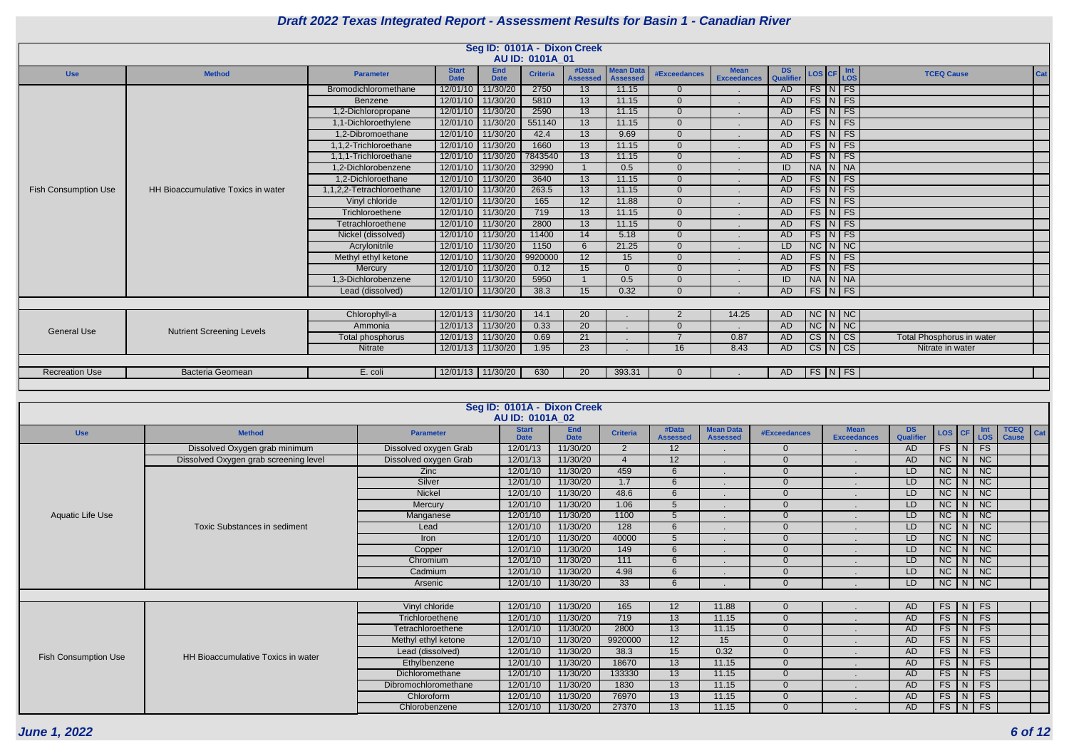# Draft 2022 Texas Integrated Report - Assessment Results for Basin 1 - Canadian River

## Seg ID: 0101A - Dixon Creek
### AU ID: 0101A_01

| Use | Method | Parameter | Start Date | End Date | Criteria | #Data Assessed | Mean Data Assessed | #Exceedances | Mean Exceedances | DS Qualifier | LOS | CF | Int LOS | TCEQ Cause | Cat |
|---|---|---|---|---|---|---|---|---|---|---|---|---|---|---|---|
| Fish Consumption Use | HH Bioaccumulative Toxics in water | Bromodichloromethane | 12/01/10 | 11/30/20 | 2750 | 13 | 11.15 | 0 | . | AD | FS | N | FS | | |
| | | Benzene | 12/01/10 | 11/30/20 | 5810 | 13 | 11.15 | 0 | . | AD | FS | N | FS | | |
| | | 1,2-Dichloropropane | 12/01/10 | 11/30/20 | 2590 | 13 | 11.15 | 0 | . | AD | FS | N | FS | | |
| | | 1,1-Dichloroethylene | 12/01/10 | 11/30/20 | 551140 | 13 | 11.15 | 0 | . | AD | FS | N | FS | | |
| | | 1,2-Dibromoethane | 12/01/10 | 11/30/20 | 42.4 | 13 | 9.69 | 0 | . | AD | FS | N | FS | | |
| | | 1,1,2-Trichloroethane | 12/01/10 | 11/30/20 | 1660 | 13 | 11.15 | 0 | . | AD | FS | N | FS | | |
| | | 1,1,1-Trichloroethane | 12/01/10 | 11/30/20 | 7843540 | 13 | 11.15 | 0 | . | AD | FS | N | FS | | |
| | | 1,2-Dichlorobenzene | 12/01/10 | 11/30/20 | 32990 | 1 | 0.5 | 0 | . | ID | NA | N | NA | | |
| | | 1,2-Dichloroethane | 12/01/10 | 11/30/20 | 3640 | 13 | 11.15 | 0 | . | AD | FS | N | FS | | |
| | | 1,1,2,2-Tetrachloroethane | 12/01/10 | 11/30/20 | 263.5 | 13 | 11.15 | 0 | . | AD | FS | N | FS | | |
| | | Vinyl chloride | 12/01/10 | 11/30/20 | 165 | 12 | 11.88 | 0 | . | AD | FS | N | FS | | |
| | | Trichloroethene | 12/01/10 | 11/30/20 | 719 | 13 | 11.15 | 0 | . | AD | FS | N | FS | | |
| | | Tetrachloroethene | 12/01/10 | 11/30/20 | 2800 | 13 | 11.15 | 0 | . | AD | FS | N | FS | | |
| | | Nickel (dissolved) | 12/01/10 | 11/30/20 | 11400 | 14 | 5.18 | 0 | . | AD | FS | N | FS | | |
| | | Acrylonitrile | 12/01/10 | 11/30/20 | 1150 | 6 | 21.25 | 0 | . | LD | NC | N | NC | | |
| | | Methyl ethyl ketone | 12/01/10 | 11/30/20 | 9920000 | 12 | 15 | 0 | . | AD | FS | N | FS | | |
| | | Mercury | 12/01/10 | 11/30/20 | 0.12 | 15 | 0 | 0 | . | AD | FS | N | FS | | |
| | | 1,3-Dichlorobenzene | 12/01/10 | 11/30/20 | 5950 | 1 | 0.5 | 0 | . | ID | NA | N | NA | | |
| | | Lead (dissolved) | 12/01/10 | 11/30/20 | 38.3 | 15 | 0.32 | 0 | . | AD | FS | N | FS | | |
| General Use | Nutrient Screening Levels | Chlorophyll-a | 12/01/13 | 11/30/20 | 14.1 | 20 | . | 2 | 14.25 | AD | NC | N | NC | | |
| | | Ammonia | 12/01/13 | 11/30/20 | 0.33 | 20 | . | 0 | . | AD | NC | N | NC | | |
| | | Total phosphorus | 12/01/13 | 11/30/20 | 0.69 | 21 | . | 7 | 0.87 | AD | CS | N | CS | Total Phosphorus in water | |
| | | Nitrate | 12/01/13 | 11/30/20 | 1.95 | 23 | . | 16 | 8.43 | AD | CS | N | CS | Nitrate in water | |
| Recreation Use | Bacteria Geomean | E. coli | 12/01/13 | 11/30/20 | 630 | 20 | 393.31 | 0 | . | AD | FS | N | FS | | |

## Seg ID: 0101A - Dixon Creek
### AU ID: 0101A_02

| Use | Method | Parameter | Start Date | End Date | Criteria | #Data Assessed | Mean Data Assessed | #Exceedances | Mean Exceedances | DS Qualifier | LOS | CF | Int LOS | TCEQ Cause | Cat |
|---|---|---|---|---|---|---|---|---|---|---|---|---|---|---|---|
| Aquatic Life Use | Dissolved Oxygen grab minimum | Dissolved oxygen Grab | 12/01/13 | 11/30/20 | 2 | 12 | . | 0 | . | AD | FS | N | FS | | |
| | Dissolved Oxygen grab screening level | Dissolved oxygen Grab | 12/01/13 | 11/30/20 | 4 | 12 | . | 0 | . | AD | NC | N | NC | | |
| | Toxic Substances in sediment | Zinc | 12/01/10 | 11/30/20 | 459 | 6 | . | 0 | . | LD | NC | N | NC | | |
| | | Silver | 12/01/10 | 11/30/20 | 1.7 | 6 | . | 0 | . | LD | NC | N | NC | | |
| | | Nickel | 12/01/10 | 11/30/20 | 48.6 | 6 | . | 0 | . | LD | NC | N | NC | | |
| | | Mercury | 12/01/10 | 11/30/20 | 1.06 | 5 | . | 0 | . | LD | NC | N | NC | | |
| | | Manganese | 12/01/10 | 11/30/20 | 1100 | 5 | . | 0 | . | LD | NC | N | NC | | |
| | | Lead | 12/01/10 | 11/30/20 | 128 | 6 | . | 0 | . | LD | NC | N | NC | | |
| | | Iron | 12/01/10 | 11/30/20 | 40000 | 5 | . | 0 | . | LD | NC | N | NC | | |
| | | Copper | 12/01/10 | 11/30/20 | 149 | 6 | . | 0 | . | LD | NC | N | NC | | |
| | | Chromium | 12/01/10 | 11/30/20 | 111 | 6 | . | 0 | . | LD | NC | N | NC | | |
| | | Cadmium | 12/01/10 | 11/30/20 | 4.98 | 6 | . | 0 | . | LD | NC | N | NC | | |
| | | Arsenic | 12/01/10 | 11/30/20 | 33 | 6 | . | 0 | . | LD | NC | N | NC | | |
| Fish Consumption Use | HH Bioaccumulative Toxics in water | Vinyl chloride | 12/01/10 | 11/30/20 | 165 | 12 | 11.88 | 0 | . | AD | FS | N | FS | | |
| | | Trichloroethene | 12/01/10 | 11/30/20 | 719 | 13 | 11.15 | 0 | . | AD | FS | N | FS | | |
| | | Tetrachloroethene | 12/01/10 | 11/30/20 | 2800 | 13 | 11.15 | 0 | . | AD | FS | N | FS | | |
| | | Methyl ethyl ketone | 12/01/10 | 11/30/20 | 9920000 | 12 | 15 | 0 | . | AD | FS | N | FS | | |
| | | Lead (dissolved) | 12/01/10 | 11/30/20 | 38.3 | 15 | 0.32 | 0 | . | AD | FS | N | FS | | |
| | | Ethylbenzene | 12/01/10 | 11/30/20 | 18670 | 13 | 11.15 | 0 | . | AD | FS | N | FS | | |
| | | Dichloromethane | 12/01/10 | 11/30/20 | 133330 | 13 | 11.15 | 0 | . | AD | FS | N | FS | | |
| | | Dibromochloromethane | 12/01/10 | 11/30/20 | 1830 | 13 | 11.15 | 0 | . | AD | FS | N | FS | | |
| | | Chloroform | 12/01/10 | 11/30/20 | 76970 | 13 | 11.15 | 0 | . | AD | FS | N | FS | | |
| | | Chlorobenzene | 12/01/10 | 11/30/20 | 27370 | 13 | 11.15 | 0 | . | AD | FS | N | FS | | |

June 1, 2022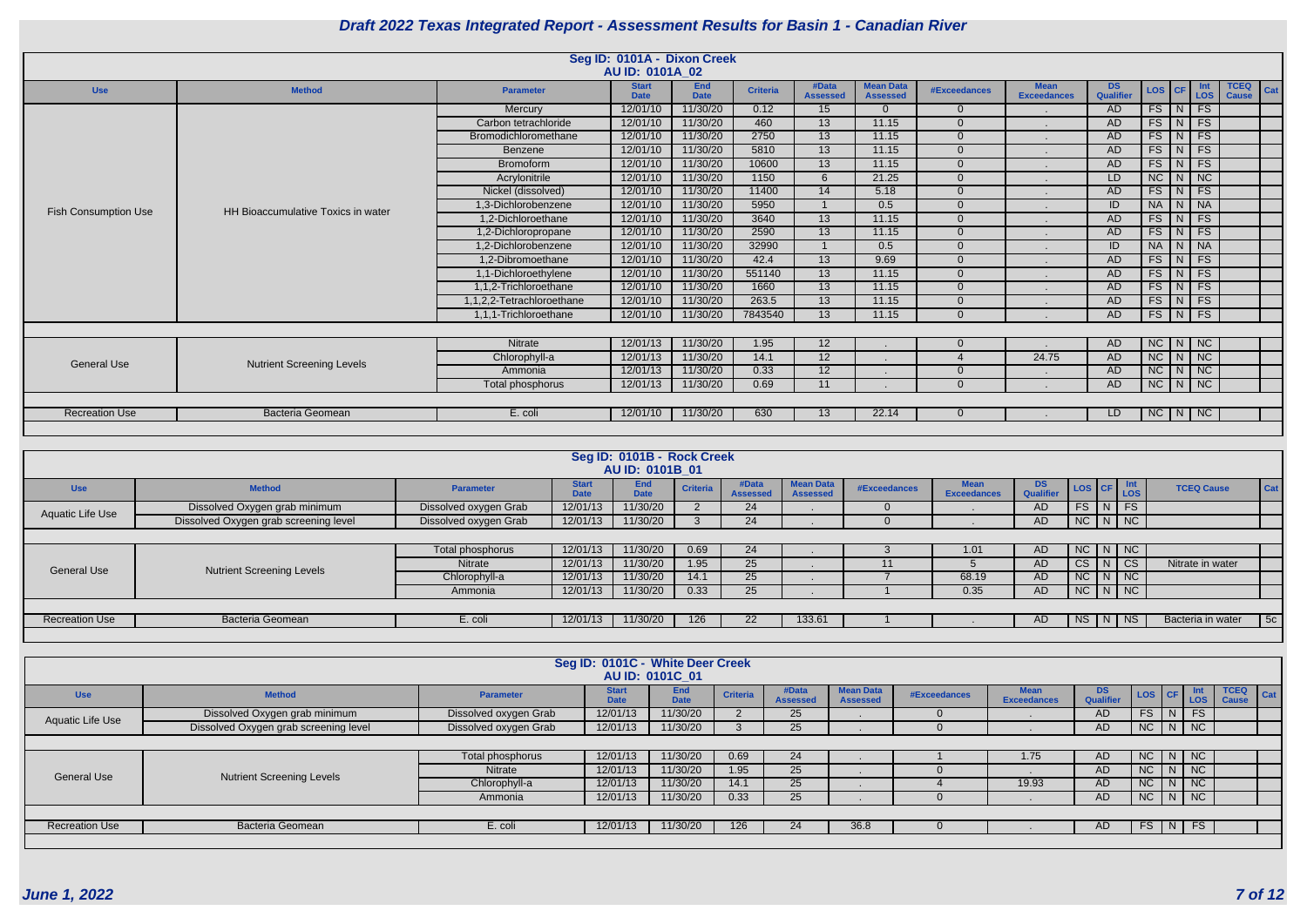# Draft 2022 Texas Integrated Report - Assessment Results for Basin 1 - Canadian River

## Seg ID: 0101A - Dixon Creek
### AU ID: 0101A_02

| Use | Method | Parameter | Start Date | End Date | Criteria | #Data Assessed | Mean Data Assessed | #Exceedances | Mean Exceedances | DS Qualifier | LOS | CF | Int LOS | TCEQ Cause | Cat |
|---|---|---|---|---|---|---|---|---|---|---|---|---|---|---|---|
| Fish Consumption Use | HH Bioaccumulative Toxics in water | Mercury | 12/01/10 | 11/30/20 | 0.12 | 15 | 0 | 0 | . | AD | FS | N | FS | | |
| | | Carbon tetrachloride | 12/01/10 | 11/30/20 | 460 | 13 | 11.15 | 0 | . | AD | FS | N | FS | | |
| | | Bromodichloromethane | 12/01/10 | 11/30/20 | 2750 | 13 | 11.15 | 0 | . | AD | FS | N | FS | | |
| | | Benzene | 12/01/10 | 11/30/20 | 5810 | 13 | 11.15 | 0 | . | AD | FS | N | FS | | |
| | | Bromoform | 12/01/10 | 11/30/20 | 10600 | 13 | 11.15 | 0 | . | AD | FS | N | FS | | |
| | | Acrylonitrile | 12/01/10 | 11/30/20 | 1150 | 6 | 21.25 | 0 | . | LD | NC | N | NC | | |
| | | Nickel (dissolved) | 12/01/10 | 11/30/20 | 11400 | 14 | 5.18 | 0 | . | AD | FS | N | FS | | |
| | | 1,3-Dichlorobenzene | 12/01/10 | 11/30/20 | 5950 | 1 | 0.5 | 0 | . | ID | NA | N | NA | | |
| | | 1,2-Dichloroethane | 12/01/10 | 11/30/20 | 3640 | 13 | 11.15 | 0 | . | AD | FS | N | FS | | |
| | | 1,2-Dichloropropane | 12/01/10 | 11/30/20 | 2590 | 13 | 11.15 | 0 | . | AD | FS | N | FS | | |
| | | 1,2-Dichlorobenzene | 12/01/10 | 11/30/20 | 32990 | 1 | 0.5 | 0 | . | ID | NA | N | NA | | |
| | | 1,2-Dibromoethane | 12/01/10 | 11/30/20 | 42.4 | 13 | 9.69 | 0 | . | AD | FS | N | FS | | |
| | | 1,1-Dichloroethylene | 12/01/10 | 11/30/20 | 551140 | 13 | 11.15 | 0 | . | AD | FS | N | FS | | |
| | | 1,1,2-Trichloroethane | 12/01/10 | 11/30/20 | 1660 | 13 | 11.15 | 0 | . | AD | FS | N | FS | | |
| | | 1,1,2,2-Tetrachloroethane | 12/01/10 | 11/30/20 | 263.5 | 13 | 11.15 | 0 | . | AD | FS | N | FS | | |
| | | 1,1,1-Trichloroethane | 12/01/10 | 11/30/20 | 7843540 | 13 | 11.15 | 0 | . | AD | FS | N | FS | | |
| General Use | Nutrient Screening Levels | Nitrate | 12/01/13 | 11/30/20 | 1.95 | 12 | . | 0 | . | AD | NC | N | NC | | |
| | | Chlorophyll-a | 12/01/13 | 11/30/20 | 14.1 | 12 | . | 4 | 24.75 | AD | NC | N | NC | | |
| | | Ammonia | 12/01/13 | 11/30/20 | 0.33 | 12 | . | 0 | . | AD | NC | N | NC | | |
| | | Total phosphorus | 12/01/13 | 11/30/20 | 0.69 | 11 | . | 0 | . | AD | NC | N | NC | | |
| Recreation Use | Bacteria Geomean | E. coli | 12/01/10 | 11/30/20 | 630 | 13 | 22.14 | 0 | . | LD | NC | N | NC | | |

## Seg ID: 0101B - Rock Creek
### AU ID: 0101B_01

| Use | Method | Parameter | Start Date | End Date | Criteria | #Data Assessed | Mean Data Assessed | #Exceedances | Mean Exceedances | DS Qualifier | LOS | CF | Int LOS | TCEQ Cause | Cat |
|---|---|---|---|---|---|---|---|---|---|---|---|---|---|---|---|
| Aquatic Life Use | Dissolved Oxygen grab minimum | Dissolved oxygen Grab | 12/01/13 | 11/30/20 | 2 | 24 | . | 0 | . | AD | FS | N | FS | | |
| | Dissolved Oxygen grab screening level | Dissolved oxygen Grab | 12/01/13 | 11/30/20 | 3 | 24 | . | 0 | . | AD | NC | N | NC | | |
| General Use | Nutrient Screening Levels | Total phosphorus | 12/01/13 | 11/30/20 | 0.69 | 24 | . | 3 | 1.01 | AD | NC | N | NC | | |
| | | Nitrate | 12/01/13 | 11/30/20 | 1.95 | 25 | . | 11 | 5 | AD | CS | N | CS | Nitrate in water | |
| | | Chlorophyll-a | 12/01/13 | 11/30/20 | 14.1 | 25 | . | 7 | 68.19 | AD | NC | N | NC | | |
| | | Ammonia | 12/01/13 | 11/30/20 | 0.33 | 25 | . | 1 | 0.35 | AD | NC | N | NC | | |
| Recreation Use | Bacteria Geomean | E. coli | 12/01/13 | 11/30/20 | 126 | 22 | 133.61 | 1 | . | AD | NS | N | NS | Bacteria in water | 5c |

## Seg ID: 0101C - White Deer Creek
### AU ID: 0101C_01

| Use | Method | Parameter | Start Date | End Date | Criteria | #Data Assessed | Mean Data Assessed | #Exceedances | Mean Exceedances | DS Qualifier | LOS | CF | Int LOS | TCEQ Cause | Cat |
|---|---|---|---|---|---|---|---|---|---|---|---|---|---|---|---|
| Aquatic Life Use | Dissolved Oxygen grab minimum | Dissolved oxygen Grab | 12/01/13 | 11/30/20 | 2 | 25 | . | 0 | . | AD | FS | N | FS | | |
| | Dissolved Oxygen grab screening level | Dissolved oxygen Grab | 12/01/13 | 11/30/20 | 3 | 25 | . | 0 | . | AD | NC | N | NC | | |
| General Use | Nutrient Screening Levels | Total phosphorus | 12/01/13 | 11/30/20 | 0.69 | 24 | . | 1 | 1.75 | AD | NC | N | NC | | |
| | | Nitrate | 12/01/13 | 11/30/20 | 1.95 | 25 | . | 0 | . | AD | NC | N | NC | | |
| | | Chlorophyll-a | 12/01/13 | 11/30/20 | 14.1 | 25 | . | 4 | 19.93 | AD | NC | N | NC | | |
| | | Ammonia | 12/01/13 | 11/30/20 | 0.33 | 25 | . | 0 | . | AD | NC | N | NC | | |
| Recreation Use | Bacteria Geomean | E. coli | 12/01/13 | 11/30/20 | 126 | 24 | 36.8 | 0 | . | AD | FS | N | FS | | |

June 1, 2022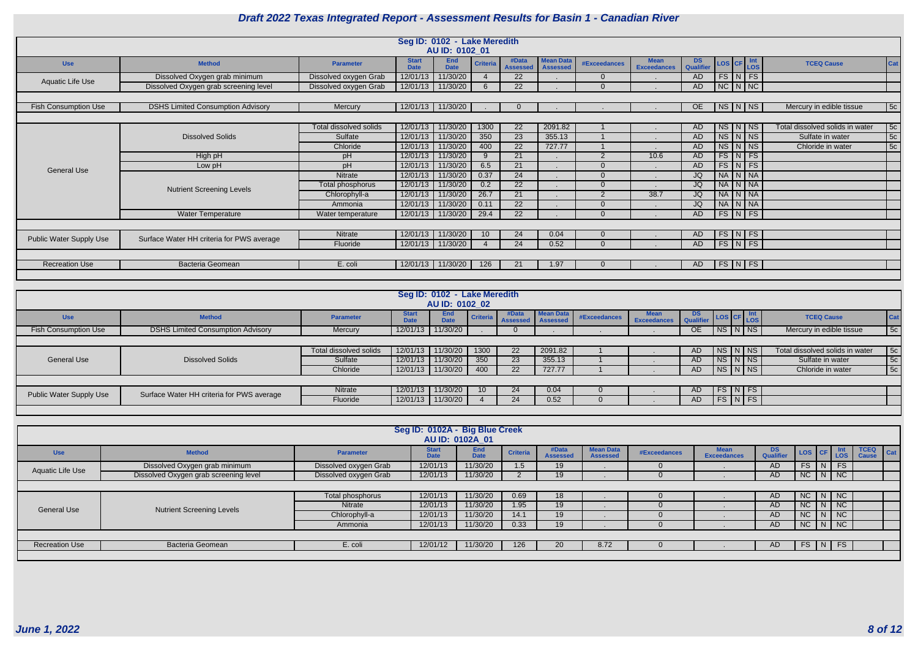## Draft 2022 Texas Integrated Report - Assessment Results for Basin 1 - Canadian River

### Seg ID: 0102 - Lake Meredith
### AU ID: 0102_01

| Use | Method | Parameter | Start Date | End Date | Criteria | #Data Assessed | Mean Data Assessed | #Exceedances | Mean Exceedances | DS Qualifier | LOS | CF | Int LOS | TCEQ Cause | Cat |
|---|---|---|---|---|---|---|---|---|---|---|---|---|---|---|---|
| Aquatic Life Use | Dissolved Oxygen grab minimum | Dissolved oxygen Grab | 12/01/13 | 11/30/20 | 4 | 22 | . | 0 | . | AD | FS | N | FS | | |
| | Dissolved Oxygen grab screening level | Dissolved oxygen Grab | 12/01/13 | 11/30/20 | 6 | 22 | . | 0 | . | AD | NC | N | NC | | |
| Fish Consumption Use | DSHS Limited Consumption Advisory | Mercury | 12/01/13 | 11/30/20 | . | 0 | . | . | . | OE | NS | N | NS | Mercury in edible tissue | 5c |
| General Use | Dissolved Solids | Total dissolved solids | 12/01/13 | 11/30/20 | 1300 | 22 | 2091.82 | 1 | . | AD | NS | N | NS | Total dissolved solids in water | 5c |
| | | Sulfate | 12/01/13 | 11/30/20 | 350 | 23 | 355.13 | 1 | . | AD | NS | N | NS | Sulfate in water | 5c |
| | | Chloride | 12/01/13 | 11/30/20 | 400 | 22 | 727.77 | 1 | . | AD | NS | N | NS | Chloride in water | 5c |
| | High pH | pH | 12/01/13 | 11/30/20 | 9 | 21 | . | 2 | 10.6 | AD | FS | N | FS | | |
| | Low pH | pH | 12/01/13 | 11/30/20 | 6.5 | 21 | . | 0 | . | AD | FS | N | FS | | |
| | Nutrient Screening Levels | Nitrate | 12/01/13 | 11/30/20 | 0.37 | 24 | . | 0 | . | JQ | NA | N | NA | | |
| | | Total phosphorus | 12/01/13 | 11/30/20 | 0.2 | 22 | . | 0 | . | JQ | NA | N | NA | | |
| | | Chlorophyll-a | 12/01/13 | 11/30/20 | 26.7 | 21 | . | 2 | 38.7 | JQ | NA | N | NA | | |
| | | Ammonia | 12/01/13 | 11/30/20 | 0.11 | 22 | . | 0 | . | JQ | NA | N | NA | | |
| | Water Temperature | Water temperature | 12/01/13 | 11/30/20 | 29.4 | 22 | . | 0 | . | AD | FS | N | FS | | |
| Public Water Supply Use | Surface Water HH criteria for PWS average | Nitrate | 12/01/13 | 11/30/20 | 10 | 24 | 0.04 | 0 | . | AD | FS | N | FS | | |
| | | Fluoride | 12/01/13 | 11/30/20 | 4 | 24 | 0.52 | 0 | . | AD | FS | N | FS | | |
| Recreation Use | Bacteria Geomean | E. coli | 12/01/13 | 11/30/20 | 126 | 21 | 1.97 | 0 | . | AD | FS | N | FS | | |

### Seg ID: 0102 - Lake Meredith
### AU ID: 0102_02

| Use | Method | Parameter | Start Date | End Date | Criteria | #Data Assessed | Mean Data Assessed | #Exceedances | Mean Exceedances | DS Qualifier | LOS | CF | Int LOS | TCEQ Cause | Cat |
|---|---|---|---|---|---|---|---|---|---|---|---|---|---|---|---|
| Fish Consumption Use | DSHS Limited Consumption Advisory | Mercury | 12/01/13 | 11/30/20 | . | 0 | . | . | . | OE | NS | N | NS | Mercury in edible tissue | 5c |
| General Use | Dissolved Solids | Total dissolved solids | 12/01/13 | 11/30/20 | 1300 | 22 | 2091.82 | 1 | . | AD | NS | N | NS | Total dissolved solids in water | 5c |
| | | Sulfate | 12/01/13 | 11/30/20 | 350 | 23 | 355.13 | 1 | . | AD | NS | N | NS | Sulfate in water | 5c |
| | | Chloride | 12/01/13 | 11/30/20 | 400 | 22 | 727.77 | 1 | . | AD | NS | N | NS | Chloride in water | 5c |
| Public Water Supply Use | Surface Water HH criteria for PWS average | Nitrate | 12/01/13 | 11/30/20 | 10 | 24 | 0.04 | 0 | . | AD | FS | N | FS | | |
| | | Fluoride | 12/01/13 | 11/30/20 | 4 | 24 | 0.52 | 0 | . | AD | FS | N | FS | | |

### Seg ID: 0102A - Big Blue Creek
### AU ID: 0102A_01

| Use | Method | Parameter | Start Date | End Date | Criteria | #Data Assessed | Mean Data Assessed | #Exceedances | Mean Exceedances | DS Qualifier | LOS | CF | Int LOS | TCEQ Cause | Cat |
|---|---|---|---|---|---|---|---|---|---|---|---|---|---|---|---|
| Aquatic Life Use | Dissolved Oxygen grab minimum | Dissolved oxygen Grab | 12/01/13 | 11/30/20 | 1.5 | 19 | . | 0 | . | AD | FS | N | FS | | |
| | Dissolved Oxygen grab screening level | Dissolved oxygen Grab | 12/01/13 | 11/30/20 | 2 | 19 | . | 0 | . | AD | NC | N | NC | | |
| General Use | Nutrient Screening Levels | Total phosphorus | 12/01/13 | 11/30/20 | 0.69 | 18 | . | 0 | . | AD | NC | N | NC | | |
| | | Nitrate | 12/01/13 | 11/30/20 | 1.95 | 19 | . | 0 | . | AD | NC | N | NC | | |
| | | Chlorophyll-a | 12/01/13 | 11/30/20 | 14.1 | 19 | . | 0 | . | AD | NC | N | NC | | |
| | | Ammonia | 12/01/13 | 11/30/20 | 0.33 | 19 | . | 0 | . | AD | NC | N | NC | | |
| Recreation Use | Bacteria Geomean | E. coli | 12/01/12 | 11/30/20 | 126 | 20 | 8.72 | 0 | . | AD | FS | N | FS | | |

*June 1, 2022*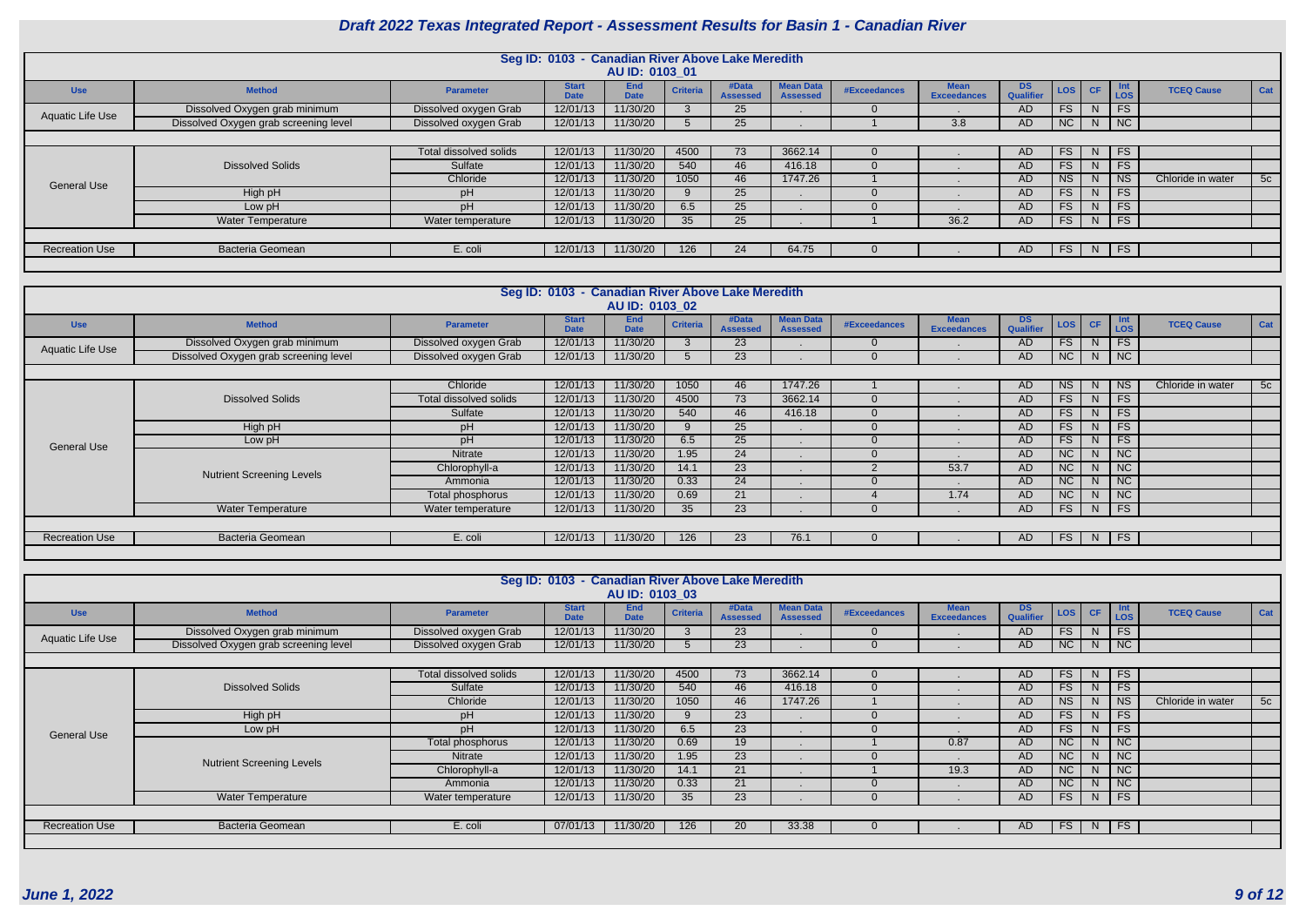# Draft 2022 Texas Integrated Report - Assessment Results for Basin 1 - Canadian River

## Seg ID: 0103 - Canadian River Above Lake Meredith

### AU ID: 0103_01

| Use | Method | Parameter | Start Date | End Date | Criteria | #Data Assessed | Mean Data Assessed | #Exceedances | Mean Exceedances | DS Qualifier | LOS | CF | Int LOS | TCEQ Cause | Cat |
|---|---|---|---|---|---|---|---|---|---|---|---|---|---|---|---|
| Aquatic Life Use | Dissolved Oxygen grab minimum | Dissolved oxygen Grab | 12/01/13 | 11/30/20 | 3 | 25 | . | 0 | . | AD | FS | N | FS | | |
| | Dissolved Oxygen grab screening level | Dissolved oxygen Grab | 12/01/13 | 11/30/20 | 5 | 25 | . | 1 | 3.8 | AD | NC | N | NC | | |
| General Use | Dissolved Solids | Total dissolved solids | 12/01/13 | 11/30/20 | 4500 | 73 | 3662.14 | 0 | . | AD | FS | N | FS | | |
| | | Sulfate | 12/01/13 | 11/30/20 | 540 | 46 | 416.18 | 0 | . | AD | FS | N | FS | | |
| | | Chloride | 12/01/13 | 11/30/20 | 1050 | 46 | 1747.26 | 1 | . | AD | NS | N | NS | Chloride in water | 5c |
| | High pH | pH | 12/01/13 | 11/30/20 | 9 | 25 | . | 0 | . | AD | FS | N | FS | | |
| | Low pH | pH | 12/01/13 | 11/30/20 | 6.5 | 25 | . | 0 | . | AD | FS | N | FS | | |
| | Water Temperature | Water temperature | 12/01/13 | 11/30/20 | 35 | 25 | . | 1 | 36.2 | AD | FS | N | FS | | |
| Recreation Use | Bacteria Geomean | E. coli | 12/01/13 | 11/30/20 | 126 | 24 | 64.75 | 0 | . | AD | FS | N | FS | | |

## Seg ID: 0103 - Canadian River Above Lake Meredith

### AU ID: 0103_02

| Use | Method | Parameter | Start Date | End Date | Criteria | #Data Assessed | Mean Data Assessed | #Exceedances | Mean Exceedances | DS Qualifier | LOS | CF | Int LOS | TCEQ Cause | Cat |
|---|---|---|---|---|---|---|---|---|---|---|---|---|---|---|---|
| Aquatic Life Use | Dissolved Oxygen grab minimum | Dissolved oxygen Grab | 12/01/13 | 11/30/20 | 3 | 23 | . | 0 | . | AD | FS | N | FS | | |
| | Dissolved Oxygen grab screening level | Dissolved oxygen Grab | 12/01/13 | 11/30/20 | 5 | 23 | . | 0 | . | AD | NC | N | NC | | |
| General Use | Dissolved Solids | Chloride | 12/01/13 | 11/30/20 | 1050 | 46 | 1747.26 | 1 | . | AD | NS | N | NS | Chloride in water | 5c |
| | | Total dissolved solids | 12/01/13 | 11/30/20 | 4500 | 73 | 3662.14 | 0 | . | AD | FS | N | FS | | |
| | | Sulfate | 12/01/13 | 11/30/20 | 540 | 46 | 416.18 | 0 | . | AD | FS | N | FS | | |
| | High pH | pH | 12/01/13 | 11/30/20 | 9 | 25 | . | 0 | . | AD | FS | N | FS | | |
| | Low pH | pH | 12/01/13 | 11/30/20 | 6.5 | 25 | . | 0 | . | AD | FS | N | FS | | |
| | Nutrient Screening Levels | Nitrate | 12/01/13 | 11/30/20 | 1.95 | 24 | . | 0 | . | AD | NC | N | NC | | |
| | | Chlorophyll-a | 12/01/13 | 11/30/20 | 14.1 | 23 | . | 2 | 53.7 | AD | NC | N | NC | | |
| | | Ammonia | 12/01/13 | 11/30/20 | 0.33 | 24 | . | 0 | . | AD | NC | N | NC | | |
| | | Total phosphorus | 12/01/13 | 11/30/20 | 0.69 | 21 | . | 4 | 1.74 | AD | NC | N | NC | | |
| | Water Temperature | Water temperature | 12/01/13 | 11/30/20 | 35 | 23 | . | 0 | . | AD | FS | N | FS | | |
| Recreation Use | Bacteria Geomean | E. coli | 12/01/13 | 11/30/20 | 126 | 23 | 76.1 | 0 | . | AD | FS | N | FS | | |

## Seg ID: 0103 - Canadian River Above Lake Meredith

### AU ID: 0103_03

| Use | Method | Parameter | Start Date | End Date | Criteria | #Data Assessed | Mean Data Assessed | #Exceedances | Mean Exceedances | DS Qualifier | LOS | CF | Int LOS | TCEQ Cause | Cat |
|---|---|---|---|---|---|---|---|---|---|---|---|---|---|---|---|
| Aquatic Life Use | Dissolved Oxygen grab minimum | Dissolved oxygen Grab | 12/01/13 | 11/30/20 | 3 | 23 | . | 0 | . | AD | FS | N | FS | | |
| | Dissolved Oxygen grab screening level | Dissolved oxygen Grab | 12/01/13 | 11/30/20 | 5 | 23 | . | 0 | . | AD | NC | N | NC | | |
| General Use | Dissolved Solids | Total dissolved solids | 12/01/13 | 11/30/20 | 4500 | 73 | 3662.14 | 0 | . | AD | FS | N | FS | | |
| | | Sulfate | 12/01/13 | 11/30/20 | 540 | 46 | 416.18 | 0 | . | AD | FS | N | FS | | |
| | | Chloride | 12/01/13 | 11/30/20 | 1050 | 46 | 1747.26 | 1 | . | AD | NS | N | NS | Chloride in water | 5c |
| | High pH | pH | 12/01/13 | 11/30/20 | 9 | 23 | . | 0 | . | AD | FS | N | FS | | |
| | Low pH | pH | 12/01/13 | 11/30/20 | 6.5 | 23 | . | 0 | . | AD | FS | N | FS | | |
| | Nutrient Screening Levels | Total phosphorus | 12/01/13 | 11/30/20 | 0.69 | 19 | . | 1 | 0.87 | AD | NC | N | NC | | |
| | | Nitrate | 12/01/13 | 11/30/20 | 1.95 | 23 | . | 0 | . | AD | NC | N | NC | | |
| | | Chlorophyll-a | 12/01/13 | 11/30/20 | 14.1 | 21 | . | 1 | 19.3 | AD | NC | N | NC | | |
| | | Ammonia | 12/01/13 | 11/30/20 | 0.33 | 21 | . | 0 | . | AD | NC | N | NC | | |
| | Water Temperature | Water temperature | 12/01/13 | 11/30/20 | 35 | 23 | . | 0 | . | AD | FS | N | FS | | |
| Recreation Use | Bacteria Geomean | E. coli | 07/01/13 | 11/30/20 | 126 | 20 | 33.38 | 0 | . | AD | FS | N | FS | | |

*June 1, 2022*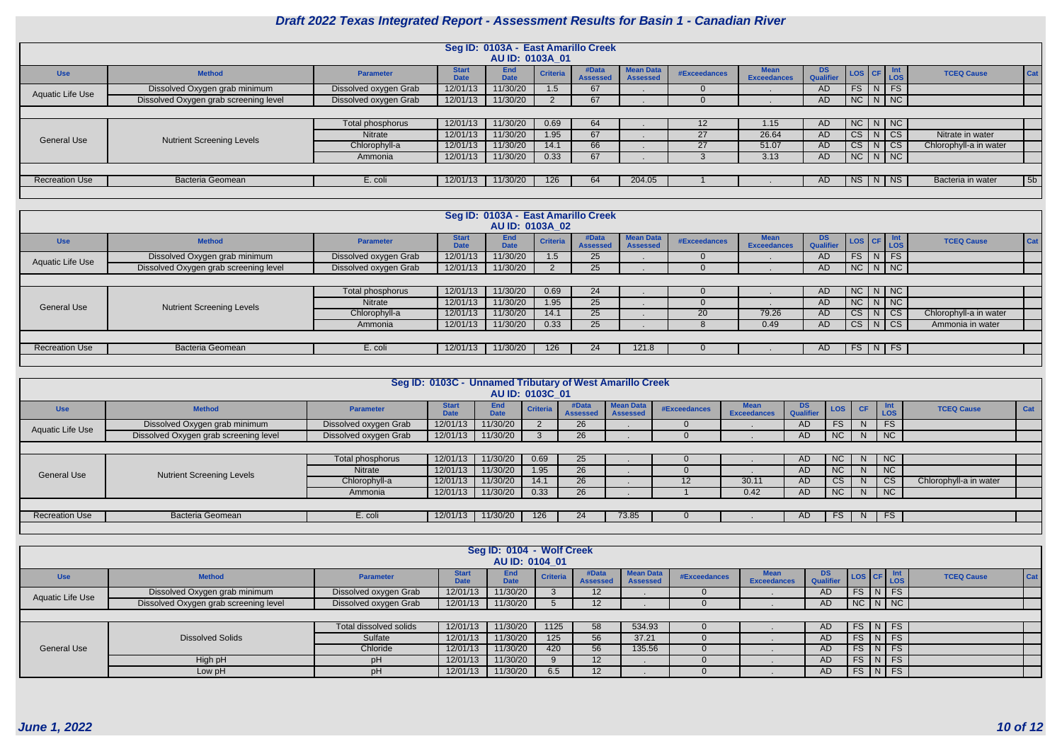# Draft 2022 Texas Integrated Report - Assessment Results for Basin 1 - Canadian River

## Seg ID: 0103A - East Amarillo Creek
### AU ID: 0103A_01

| Use | Method | Parameter | Start Date | End Date | Criteria | #Data Assessed | Mean Data Assessed | #Exceedances | Mean Exceedances | DS Qualifier | LOS | CF | Int LOS | TCEQ Cause | Cat |
|---|---|---|---|---|---|---|---|---|---|---|---|---|---|---|---|
| Aquatic Life Use | Dissolved Oxygen grab minimum | Dissolved oxygen Grab | 12/01/13 | 11/30/20 | 1.5 | 67 | . | 0 | . | AD | FS | N | FS | | |
| | Dissolved Oxygen grab screening level | Dissolved oxygen Grab | 12/01/13 | 11/30/20 | 2 | 67 | . | 0 | . | AD | NC | N | NC | | |
| General Use | Nutrient Screening Levels | Total phosphorus | 12/01/13 | 11/30/20 | 0.69 | 64 | . | 12 | 1.15 | AD | NC | N | NC | | |
| | | Nitrate | 12/01/13 | 11/30/20 | 1.95 | 67 | . | 27 | 26.64 | AD | CS | N | CS | Nitrate in water | |
| | | Chlorophyll-a | 12/01/13 | 11/30/20 | 14.1 | 66 | . | 27 | 51.07 | AD | CS | N | CS | Chlorophyll-a in water | |
| | | Ammonia | 12/01/13 | 11/30/20 | 0.33 | 67 | . | 3 | 3.13 | AD | NC | N | NC | | |
| Recreation Use | Bacteria Geomean | E. coli | 12/01/13 | 11/30/20 | 126 | 64 | 204.05 | 1 | . | AD | NS | N | NS | Bacteria in water | 5b |

## Seg ID: 0103A - East Amarillo Creek
### AU ID: 0103A_02

| Use | Method | Parameter | Start Date | End Date | Criteria | #Data Assessed | Mean Data Assessed | #Exceedances | Mean Exceedances | DS Qualifier | LOS | CF | Int LOS | TCEQ Cause | Cat |
|---|---|---|---|---|---|---|---|---|---|---|---|---|---|---|---|
| Aquatic Life Use | Dissolved Oxygen grab minimum | Dissolved oxygen Grab | 12/01/13 | 11/30/20 | 1.5 | 25 | . | 0 | . | AD | FS | N | FS | | |
| | Dissolved Oxygen grab screening level | Dissolved oxygen Grab | 12/01/13 | 11/30/20 | 2 | 25 | . | 0 | . | AD | NC | N | NC | | |
| General Use | Nutrient Screening Levels | Total phosphorus | 12/01/13 | 11/30/20 | 0.69 | 24 | . | 0 | . | AD | NC | N | NC | | |
| | | Nitrate | 12/01/13 | 11/30/20 | 1.95 | 25 | . | 0 | . | AD | NC | N | NC | | |
| | | Chlorophyll-a | 12/01/13 | 11/30/20 | 14.1 | 25 | . | 20 | 79.26 | AD | CS | N | CS | Chlorophyll-a in water | |
| | | Ammonia | 12/01/13 | 11/30/20 | 0.33 | 25 | . | 8 | 0.49 | AD | CS | N | CS | Ammonia in water | |
| Recreation Use | Bacteria Geomean | E. coli | 12/01/13 | 11/30/20 | 126 | 24 | 121.8 | 0 | . | AD | FS | N | FS | | |

## Seg ID: 0103C - Unnamed Tributary of West Amarillo Creek
### AU ID: 0103C_01

| Use | Method | Parameter | Start Date | End Date | Criteria | #Data Assessed | Mean Data Assessed | #Exceedances | Mean Exceedances | DS Qualifier | LOS | CF | Int LOS | TCEQ Cause | Cat |
|---|---|---|---|---|---|---|---|---|---|---|---|---|---|---|---|
| Aquatic Life Use | Dissolved Oxygen grab minimum | Dissolved oxygen Grab | 12/01/13 | 11/30/20 | 2 | 26 | . | 0 | . | AD | FS | N | FS | | |
| | Dissolved Oxygen grab screening level | Dissolved oxygen Grab | 12/01/13 | 11/30/20 | 3 | 26 | . | 0 | . | AD | NC | N | NC | | |
| General Use | Nutrient Screening Levels | Total phosphorus | 12/01/13 | 11/30/20 | 0.69 | 25 | . | 0 | . | AD | NC | N | NC | | |
| | | Nitrate | 12/01/13 | 11/30/20 | 1.95 | 26 | . | 0 | . | AD | NC | N | NC | | |
| | | Chlorophyll-a | 12/01/13 | 11/30/20 | 14.1 | 26 | . | 12 | 30.11 | AD | CS | N | CS | Chlorophyll-a in water | |
| | | Ammonia | 12/01/13 | 11/30/20 | 0.33 | 26 | . | 1 | 0.42 | AD | NC | N | NC | | |
| Recreation Use | Bacteria Geomean | E. coli | 12/01/13 | 11/30/20 | 126 | 24 | 73.85 | 0 | . | AD | FS | N | FS | | |

## Seg ID: 0104 - Wolf Creek
### AU ID: 0104_01

| Use | Method | Parameter | Start Date | End Date | Criteria | #Data Assessed | Mean Data Assessed | #Exceedances | Mean Exceedances | DS Qualifier | LOS | CF | Int LOS | TCEQ Cause | Cat |
|---|---|---|---|---|---|---|---|---|---|---|---|---|---|---|---|
| Aquatic Life Use | Dissolved Oxygen grab minimum | Dissolved oxygen Grab | 12/01/13 | 11/30/20 | 3 | 12 | . | 0 | . | AD | FS | N | FS | | |
| | Dissolved Oxygen grab screening level | Dissolved oxygen Grab | 12/01/13 | 11/30/20 | 5 | 12 | . | 0 | . | AD | NC | N | NC | | |
| General Use | Dissolved Solids | Total dissolved solids | 12/01/13 | 11/30/20 | 1125 | 58 | 534.93 | 0 | . | AD | FS | N | FS | | |
| | | Sulfate | 12/01/13 | 11/30/20 | 125 | 56 | 37.21 | 0 | . | AD | FS | N | FS | | |
| | | Chloride | 12/01/13 | 11/30/20 | 420 | 56 | 135.56 | 0 | . | AD | FS | N | FS | | |
| | High pH | pH | 12/01/13 | 11/30/20 | 9 | 12 | . | 0 | . | AD | FS | N | FS | | |
| | Low pH | pH | 12/01/13 | 11/30/20 | 6.5 | 12 | . | 0 | . | AD | FS | N | FS | | |

*June 1, 2022*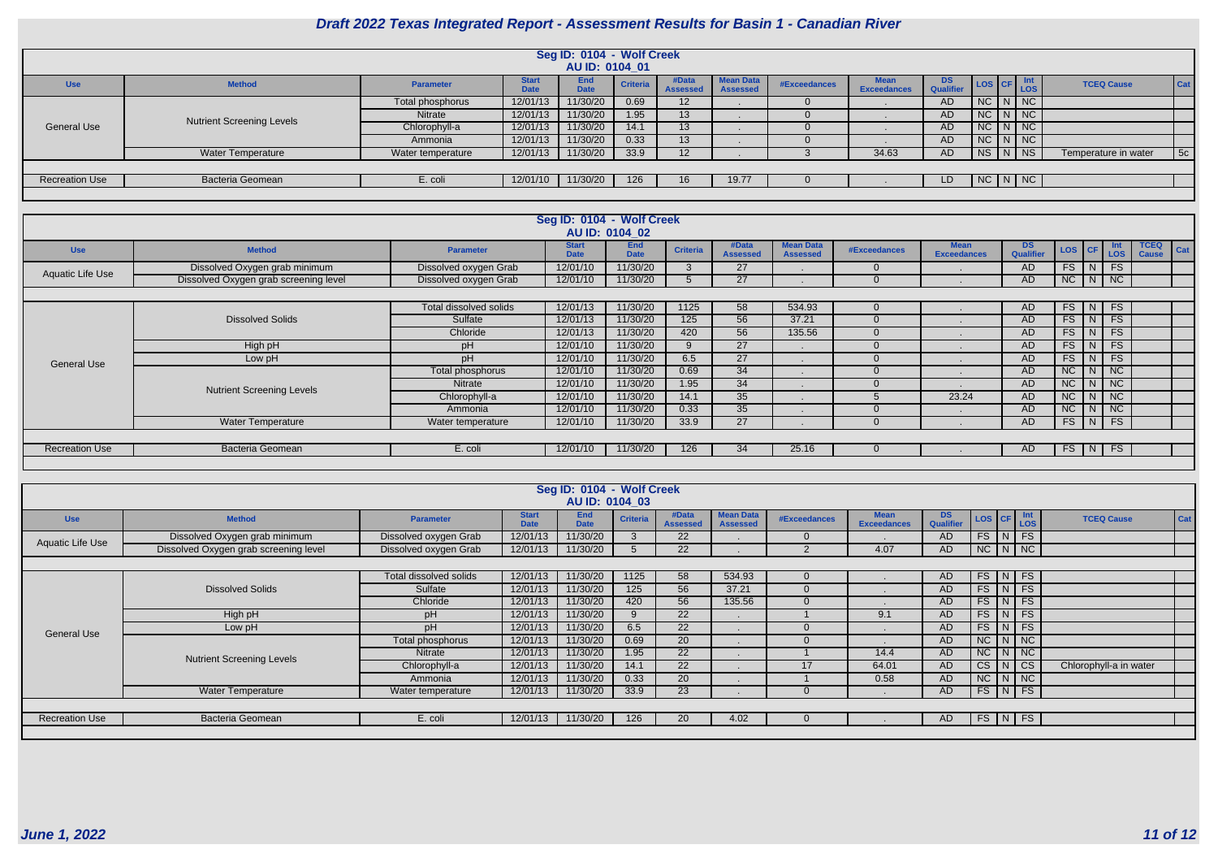# Draft 2022 Texas Integrated Report - Assessment Results for Basin 1 - Canadian River

## Seg ID: 0104 - Wolf Creek
### AU ID: 0104_01

| Use | Method | Parameter | Start Date | End Date | Criteria | #Data Assessed | Mean Data Assessed | #Exceedances | Mean Exceedances | DS Qualifier | LOS | CF | Int LOS | TCEQ Cause | Cat |
|---|---|---|---|---|---|---|---|---|---|---|---|---|---|---|---|
| General Use | Nutrient Screening Levels | Total phosphorus | 12/01/13 | 11/30/20 | 0.69 | 12 | . | 0 | . | AD | NC | N | NC | | |
| | | Nitrate | 12/01/13 | 11/30/20 | 1.95 | 13 | . | 0 | . | AD | NC | N | NC | | |
| | | Chlorophyll-a | 12/01/13 | 11/30/20 | 14.1 | 13 | . | 0 | . | AD | NC | N | NC | | |
| | | Ammonia | 12/01/13 | 11/30/20 | 0.33 | 13 | . | 0 | . | AD | NC | N | NC | | |
| | Water Temperature | Water temperature | 12/01/13 | 11/30/20 | 33.9 | 12 | . | 3 | 34.63 | AD | NS | N | NS | Temperature in water | 5c |
| Recreation Use | Bacteria Geomean | E. coli | 12/01/10 | 11/30/20 | 126 | 16 | 19.77 | 0 | . | LD | NC | N | NC | | |

## Seg ID: 0104 - Wolf Creek
### AU ID: 0104_02

| Use | Method | Parameter | Start Date | End Date | Criteria | #Data Assessed | Mean Data Assessed | #Exceedances | Mean Exceedances | DS Qualifier | LOS | CF | Int LOS | TCEQ Cause | Cat |
|---|---|---|---|---|---|---|---|---|---|---|---|---|---|---|---|
| Aquatic Life Use | Dissolved Oxygen grab minimum | Dissolved oxygen Grab | 12/01/10 | 11/30/20 | 3 | 27 | . | 0 | . | AD | FS | N | FS | | |
| | Dissolved Oxygen grab screening level | Dissolved oxygen Grab | 12/01/10 | 11/30/20 | 5 | 27 | . | 0 | . | AD | NC | N | NC | | |
| General Use | Dissolved Solids | Total dissolved solids | 12/01/13 | 11/30/20 | 1125 | 58 | 534.93 | 0 | . | AD | FS | N | FS | | |
| | | Sulfate | 12/01/13 | 11/30/20 | 125 | 56 | 37.21 | 0 | . | AD | FS | N | FS | | |
| | | Chloride | 12/01/13 | 11/30/20 | 420 | 56 | 135.56 | 0 | . | AD | FS | N | FS | | |
| | High pH | pH | 12/01/10 | 11/30/20 | 9 | 27 | . | 0 | . | AD | FS | N | FS | | |
| | Low pH | pH | 12/01/10 | 11/30/20 | 6.5 | 27 | . | 0 | . | AD | FS | N | FS | | |
| | Nutrient Screening Levels | Total phosphorus | 12/01/10 | 11/30/20 | 0.69 | 34 | . | 0 | . | AD | NC | N | NC | | |
| | | Nitrate | 12/01/10 | 11/30/20 | 1.95 | 34 | . | 0 | . | AD | NC | N | NC | | |
| | | Chlorophyll-a | 12/01/10 | 11/30/20 | 14.1 | 35 | . | 5 | 23.24 | AD | NC | N | NC | | |
| | | Ammonia | 12/01/10 | 11/30/20 | 0.33 | 35 | . | 0 | . | AD | NC | N | NC | | |
| | Water Temperature | Water temperature | 12/01/10 | 11/30/20 | 33.9 | 27 | . | 0 | . | AD | FS | N | FS | | |
| Recreation Use | Bacteria Geomean | E. coli | 12/01/10 | 11/30/20 | 126 | 34 | 25.16 | 0 | . | AD | FS | N | FS | | |

## Seg ID: 0104 - Wolf Creek
### AU ID: 0104_03

| Use | Method | Parameter | Start Date | End Date | Criteria | #Data Assessed | Mean Data Assessed | #Exceedances | Mean Exceedances | DS Qualifier | LOS | CF | Int LOS | TCEQ Cause | Cat |
|---|---|---|---|---|---|---|---|---|---|---|---|---|---|---|---|
| Aquatic Life Use | Dissolved Oxygen grab minimum | Dissolved oxygen Grab | 12/01/13 | 11/30/20 | 3 | 22 | . | 0 | . | AD | FS | N | FS | | |
| | Dissolved Oxygen grab screening level | Dissolved oxygen Grab | 12/01/13 | 11/30/20 | 5 | 22 | . | 2 | 4.07 | AD | NC | N | NC | | |
| General Use | Dissolved Solids | Total dissolved solids | 12/01/13 | 11/30/20 | 1125 | 58 | 534.93 | 0 | . | AD | FS | N | FS | | |
| | | Sulfate | 12/01/13 | 11/30/20 | 125 | 56 | 37.21 | 0 | . | AD | FS | N | FS | | |
| | | Chloride | 12/01/13 | 11/30/20 | 420 | 56 | 135.56 | 0 | . | AD | FS | N | FS | | |
| | High pH | pH | 12/01/13 | 11/30/20 | 9 | 22 | . | 1 | 9.1 | AD | FS | N | FS | | |
| | Low pH | pH | 12/01/13 | 11/30/20 | 6.5 | 22 | . | 0 | . | AD | FS | N | FS | | |
| | Nutrient Screening Levels | Total phosphorus | 12/01/13 | 11/30/20 | 0.69 | 20 | . | 0 | . | AD | NC | N | NC | | |
| | | Nitrate | 12/01/13 | 11/30/20 | 1.95 | 22 | . | 1 | 14.4 | AD | NC | N | NC | | |
| | | Chlorophyll-a | 12/01/13 | 11/30/20 | 14.1 | 22 | . | 17 | 64.01 | AD | CS | N | CS | Chlorophyll-a in water | |
| | | Ammonia | 12/01/13 | 11/30/20 | 0.33 | 20 | . | 1 | 0.58 | AD | NC | N | NC | | |
| | Water Temperature | Water temperature | 12/01/13 | 11/30/20 | 33.9 | 23 | . | 0 | . | AD | FS | N | FS | | |
| Recreation Use | Bacteria Geomean | E. coli | 12/01/13 | 11/30/20 | 126 | 20 | 4.02 | 0 | . | AD | FS | N | FS | | |

*June 1, 2022*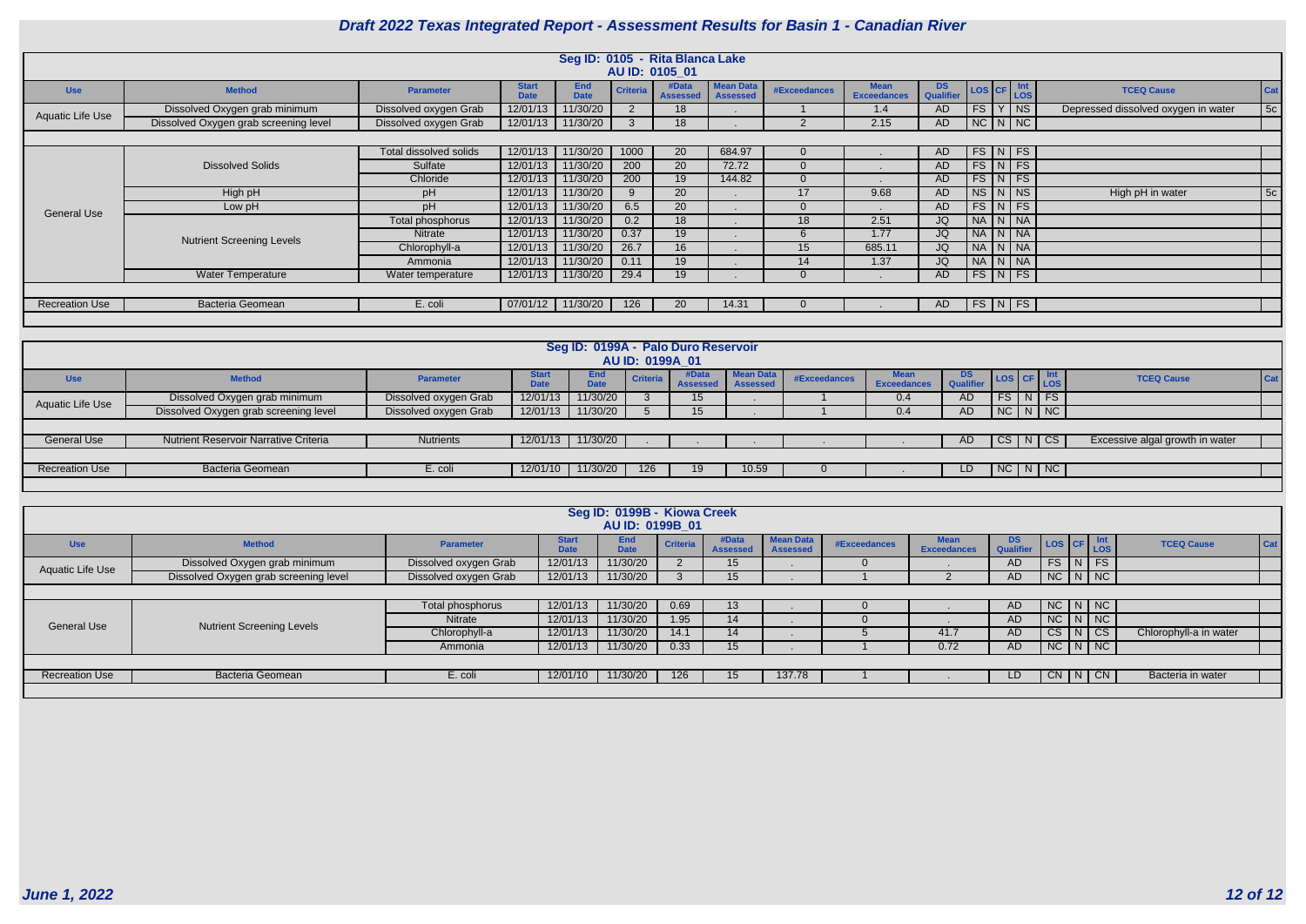# Draft 2022 Texas Integrated Report - Assessment Results for Basin 1 - Canadian River

## Seg ID: 0105 - Rita Blanca Lake
### AU ID: 0105_01

| Use | Method | Parameter | Start Date | End Date | Criteria | #Data Assessed | Mean Data Assessed | #Exceedances | Mean Exceedances | DS Qualifier | LOS | CF | Int LOS | TCEQ Cause | Cat |
|---|---|---|---|---|---|---|---|---|---|---|---|---|---|---|---|
| Aquatic Life Use | Dissolved Oxygen grab minimum | Dissolved oxygen Grab | 12/01/13 | 11/30/20 | 2 | 18 | . | 1 | 1.4 | AD | FS | Y | NS | Depressed dissolved oxygen in water | 5c |
| | Dissolved Oxygen grab screening level | Dissolved oxygen Grab | 12/01/13 | 11/30/20 | 3 | 18 | . | 2 | 2.15 | AD | NC | N | NC | | |
| General Use | Dissolved Solids | Total dissolved solids | 12/01/13 | 11/30/20 | 1000 | 20 | 684.97 | 0 | . | AD | FS | N | FS | | |
| | | Sulfate | 12/01/13 | 11/30/20 | 200 | 20 | 72.72 | 0 | . | AD | FS | N | FS | | |
| | | Chloride | 12/01/13 | 11/30/20 | 200 | 19 | 144.82 | 0 | . | AD | FS | N | FS | | |
| | High pH | pH | 12/01/13 | 11/30/20 | 9 | 20 | . | 17 | 9.68 | AD | NS | N | NS | High pH in water | 5c |
| | Low pH | pH | 12/01/13 | 11/30/20 | 6.5 | 20 | . | 0 | . | AD | FS | N | FS | | |
| | Nutrient Screening Levels | Total phosphorus | 12/01/13 | 11/30/20 | 0.2 | 18 | . | 18 | 2.51 | JQ | NA | N | NA | | |
| | | Nitrate | 12/01/13 | 11/30/20 | 0.37 | 19 | . | 6 | 1.77 | JQ | NA | N | NA | | |
| | | Chlorophyll-a | 12/01/13 | 11/30/20 | 26.7 | 16 | . | 15 | 685.11 | JQ | NA | N | NA | | |
| | | Ammonia | 12/01/13 | 11/30/20 | 0.11 | 19 | . | 14 | 1.37 | JQ | NA | N | NA | | |
| | Water Temperature | Water temperature | 12/01/13 | 11/30/20 | 29.4 | 19 | . | 0 | . | AD | FS | N | FS | | |
| Recreation Use | Bacteria Geomean | E. coli | 07/01/12 | 11/30/20 | 126 | 20 | 14.31 | 0 | . | AD | FS | N | FS | | |

## Seg ID: 0199A - Palo Duro Reservoir
### AU ID: 0199A_01

| Use | Method | Parameter | Start Date | End Date | Criteria | #Data Assessed | Mean Data Assessed | #Exceedances | Mean Exceedances | DS Qualifier | LOS | CF | Int LOS | TCEQ Cause | Cat |
|---|---|---|---|---|---|---|---|---|---|---|---|---|---|---|---|
| Aquatic Life Use | Dissolved Oxygen grab minimum | Dissolved oxygen Grab | 12/01/13 | 11/30/20 | 3 | 15 | . | 1 | 0.4 | AD | FS | N | FS | | |
| | Dissolved Oxygen grab screening level | Dissolved oxygen Grab | 12/01/13 | 11/30/20 | 5 | 15 | . | 1 | 0.4 | AD | NC | N | NC | | |
| General Use | Nutrient Reservoir Narrative Criteria | Nutrients | 12/01/13 | 11/30/20 | . | . | . | . | . | AD | CS | N | CS | Excessive algal growth in water | |
| Recreation Use | Bacteria Geomean | E. coli | 12/01/10 | 11/30/20 | 126 | 19 | 10.59 | 0 | . | LD | NC | N | NC | | |

## Seg ID: 0199B - Kiowa Creek
### AU ID: 0199B_01

| Use | Method | Parameter | Start Date | End Date | Criteria | #Data Assessed | Mean Data Assessed | #Exceedances | Mean Exceedances | DS Qualifier | LOS | CF | Int LOS | TCEQ Cause | Cat |
|---|---|---|---|---|---|---|---|---|---|---|---|---|---|---|---|
| Aquatic Life Use | Dissolved Oxygen grab minimum | Dissolved oxygen Grab | 12/01/13 | 11/30/20 | 2 | 15 | . | 0 | . | AD | FS | N | FS | | |
| | Dissolved Oxygen grab screening level | Dissolved oxygen Grab | 12/01/13 | 11/30/20 | 3 | 15 | . | 1 | 2 | AD | NC | N | NC | | |
| General Use | Nutrient Screening Levels | Total phosphorus | 12/01/13 | 11/30/20 | 0.69 | 13 | . | 0 | . | AD | NC | N | NC | | |
| | | Nitrate | 12/01/13 | 11/30/20 | 1.95 | 14 | . | 0 | . | AD | NC | N | NC | | |
| | | Chlorophyll-a | 12/01/13 | 11/30/20 | 14.1 | 14 | . | 5 | 41.7 | AD | CS | N | CS | Chlorophyll-a in water | |
| | | Ammonia | 12/01/13 | 11/30/20 | 0.33 | 15 | . | 1 | 0.72 | AD | NC | N | NC | | |
| Recreation Use | Bacteria Geomean | E. coli | 12/01/10 | 11/30/20 | 126 | 15 | 137.78 | 1 | . | LD | CN | N | CN | Bacteria in water | |